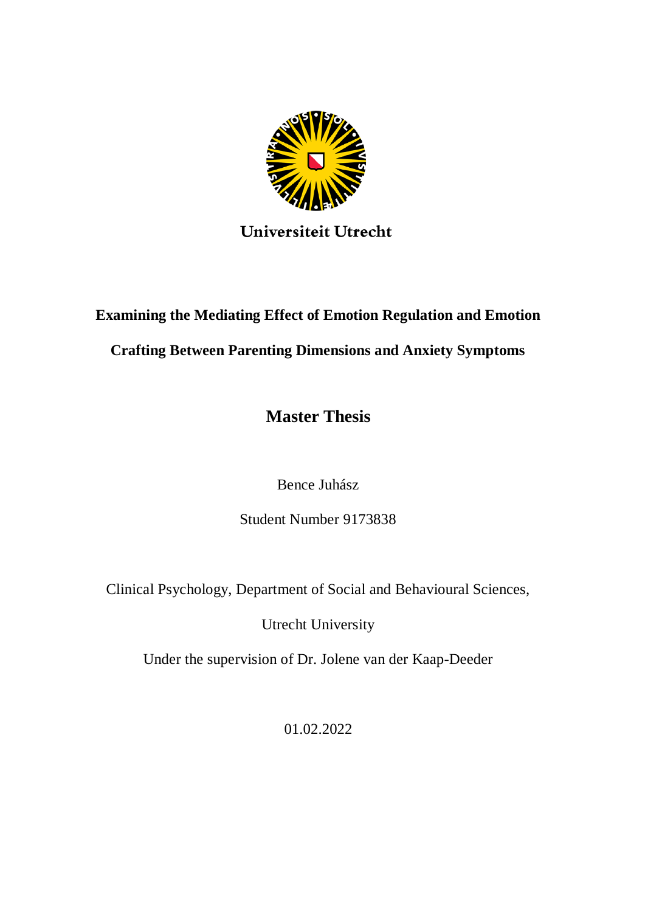Universiteit Utrecht

# Examining the Mediating Effect of Emotion Regulation and Emotion Crafting Between Parenting Dimensions and Anxiety Symptoms

## Master Thesis

Bence Juhász

Student Number 9173838

Clinical Psychology, Department of Social and Behavioural Sciences,

Utrecht University

Under the supervision of Dr. Jolene van der Kaap-Deeder

01.02.2022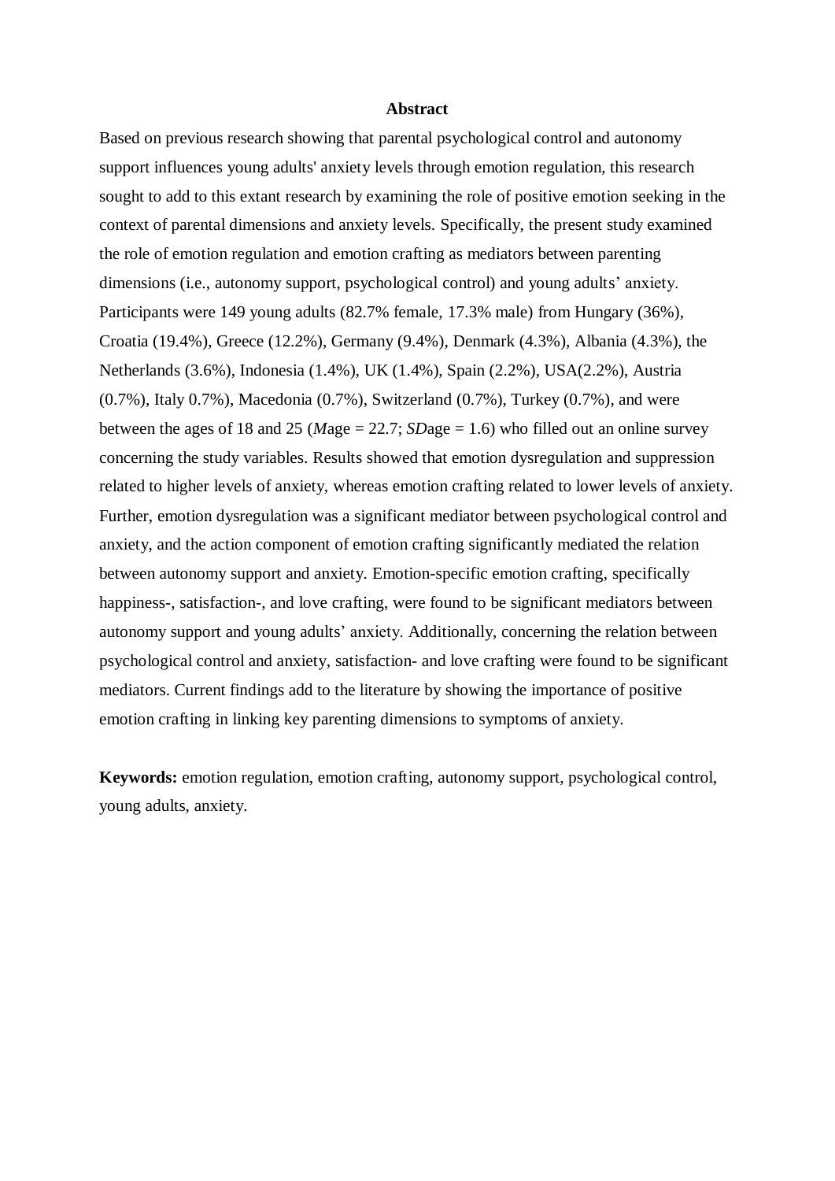**Abstract**

Based on previous research showing that parental psychological control and autonomy support influences young adults' anxiety levels through emotion regulation, this research sought to add to this extant research by examining the role of positive emotion seeking in the context of parental dimensions and anxiety levels. Specifically, the present study examined the role of emotion regulation and emotion crafting as mediators between parenting dimensions (i.e., autonomy support, psychological control) and young adults' anxiety. Participants were 149 young adults (82.7% female, 17.3% male) from Hungary (36%), Croatia (19.4%), Greece (12.2%), Germany (9.4%), Denmark (4.3%), Albania (4.3%), the Netherlands (3.6%), Indonesia (1.4%), UK (1.4%), Spain (2.2%), USA(2.2%), Austria (0.7%), Italy 0.7%), Macedonia (0.7%), Switzerland (0.7%), Turkey (0.7%), and were between the ages of 18 and 25 (*M*age = 22.7; *SD*age = 1.6) who filled out an online survey concerning the study variables. Results showed that emotion dysregulation and suppression related to higher levels of anxiety, whereas emotion crafting related to lower levels of anxiety. Further, emotion dysregulation was a significant mediator between psychological control and anxiety, and the action component of emotion crafting significantly mediated the relation between autonomy support and anxiety. Emotion-specific emotion crafting, specifically happiness-, satisfaction-, and love crafting, were found to be significant mediators between autonomy support and young adults' anxiety. Additionally, concerning the relation between psychological control and anxiety, satisfaction- and love crafting were found to be significant mediators. Current findings add to the literature by showing the importance of positive emotion crafting in linking key parenting dimensions to symptoms of anxiety.

**Keywords:** emotion regulation, emotion crafting, autonomy support, psychological control, young adults, anxiety.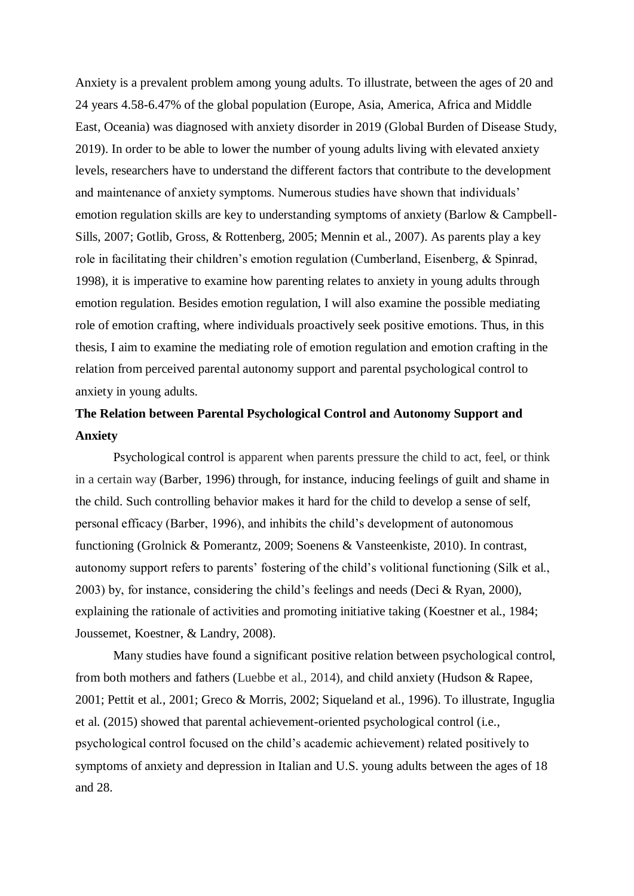Anxiety is a prevalent problem among young adults. To illustrate, between the ages of 20 and 24 years 4.58-6.47% of the global population (Europe, Asia, America, Africa and Middle East, Oceania) was diagnosed with anxiety disorder in 2019 (Global Burden of Disease Study, 2019). In order to be able to lower the number of young adults living with elevated anxiety levels, researchers have to understand the different factors that contribute to the development and maintenance of anxiety symptoms. Numerous studies have shown that individuals' emotion regulation skills are key to understanding symptoms of anxiety (Barlow & Campbell-Sills, 2007; Gotlib, Gross, & Rottenberg, 2005; Mennin et al., 2007). As parents play a key role in facilitating their children's emotion regulation (Cumberland, Eisenberg, & Spinrad, 1998), it is imperative to examine how parenting relates to anxiety in young adults through emotion regulation. Besides emotion regulation, I will also examine the possible mediating role of emotion crafting, where individuals proactively seek positive emotions. Thus, in this thesis, I aim to examine the mediating role of emotion regulation and emotion crafting in the relation from perceived parental autonomy support and parental psychological control to anxiety in young adults.

## The Relation between Parental Psychological Control and Autonomy Support and Anxiety

Psychological control is apparent when parents pressure the child to act, feel, or think in a certain way (Barber, 1996) through, for instance, inducing feelings of guilt and shame in the child. Such controlling behavior makes it hard for the child to develop a sense of self, personal efficacy (Barber, 1996), and inhibits the child's development of autonomous functioning (Grolnick & Pomerantz, 2009; Soenens & Vansteenkiste, 2010). In contrast, autonomy support refers to parents' fostering of the child's volitional functioning (Silk et al., 2003) by, for instance, considering the child's feelings and needs (Deci & Ryan, 2000), explaining the rationale of activities and promoting initiative taking (Koestner et al., 1984; Joussemet, Koestner, & Landry, 2008).

Many studies have found a significant positive relation between psychological control, from both mothers and fathers (Luebbe et al., 2014), and child anxiety (Hudson & Rapee, 2001; Pettit et al., 2001; Greco & Morris, 2002; Siqueland et al., 1996). To illustrate, Inguglia et al. (2015) showed that parental achievement-oriented psychological control (i.e., psychological control focused on the child's academic achievement) related positively to symptoms of anxiety and depression in Italian and U.S. young adults between the ages of 18 and 28.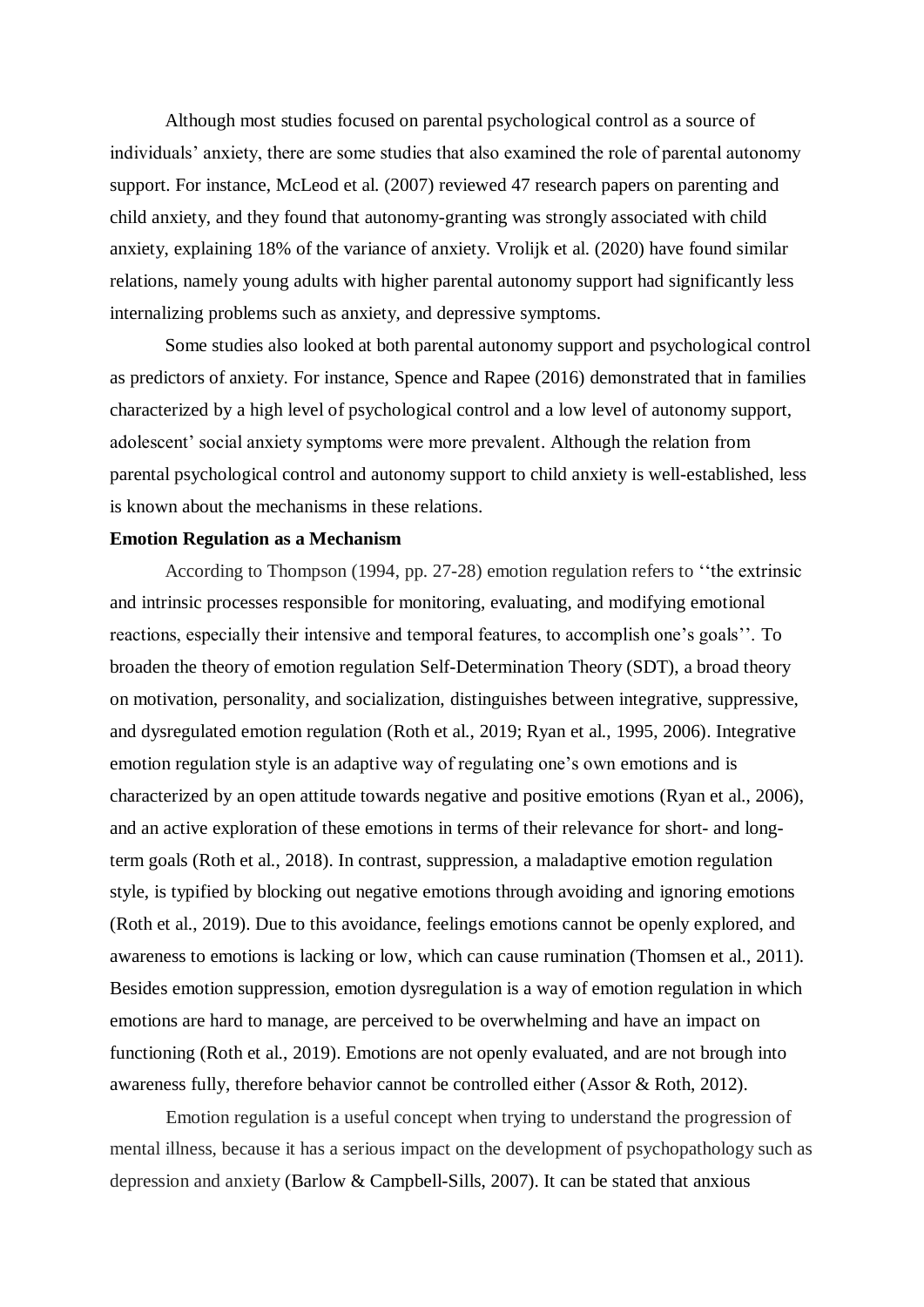Although most studies focused on parental psychological control as a source of individuals' anxiety, there are some studies that also examined the role of parental autonomy support. For instance, McLeod et al. (2007) reviewed 47 research papers on parenting and child anxiety, and they found that autonomy-granting was strongly associated with child anxiety, explaining 18% of the variance of anxiety. Vrolijk et al. (2020) have found similar relations, namely young adults with higher parental autonomy support had significantly less internalizing problems such as anxiety, and depressive symptoms.

Some studies also looked at both parental autonomy support and psychological control as predictors of anxiety. For instance, Spence and Rapee (2016) demonstrated that in families characterized by a high level of psychological control and a low level of autonomy support, adolescent' social anxiety symptoms were more prevalent. Although the relation from parental psychological control and autonomy support to child anxiety is well-established, less is known about the mechanisms in these relations.

**Emotion Regulation as a Mechanism**

According to Thompson (1994, pp. 27-28) emotion regulation refers to ''the extrinsic and intrinsic processes responsible for monitoring, evaluating, and modifying emotional reactions, especially their intensive and temporal features, to accomplish one's goals''. To broaden the theory of emotion regulation Self-Determination Theory (SDT), a broad theory on motivation, personality, and socialization, distinguishes between integrative, suppressive, and dysregulated emotion regulation (Roth et al., 2019; Ryan et al., 1995, 2006). Integrative emotion regulation style is an adaptive way of regulating one's own emotions and is characterized by an open attitude towards negative and positive emotions (Ryan et al., 2006), and an active exploration of these emotions in terms of their relevance for short- and long-term goals (Roth et al., 2018). In contrast, suppression, a maladaptive emotion regulation style, is typified by blocking out negative emotions through avoiding and ignoring emotions (Roth et al., 2019). Due to this avoidance, feelings emotions cannot be openly explored, and awareness to emotions is lacking or low, which can cause rumination (Thomsen et al., 2011). Besides emotion suppression, emotion dysregulation is a way of emotion regulation in which emotions are hard to manage, are perceived to be overwhelming and have an impact on functioning (Roth et al., 2019). Emotions are not openly evaluated, and are not brough into awareness fully, therefore behavior cannot be controlled either (Assor & Roth, 2012).

Emotion regulation is a useful concept when trying to understand the progression of mental illness, because it has a serious impact on the development of psychopathology such as depression and anxiety (Barlow & Campbell-Sills, 2007). It can be stated that anxious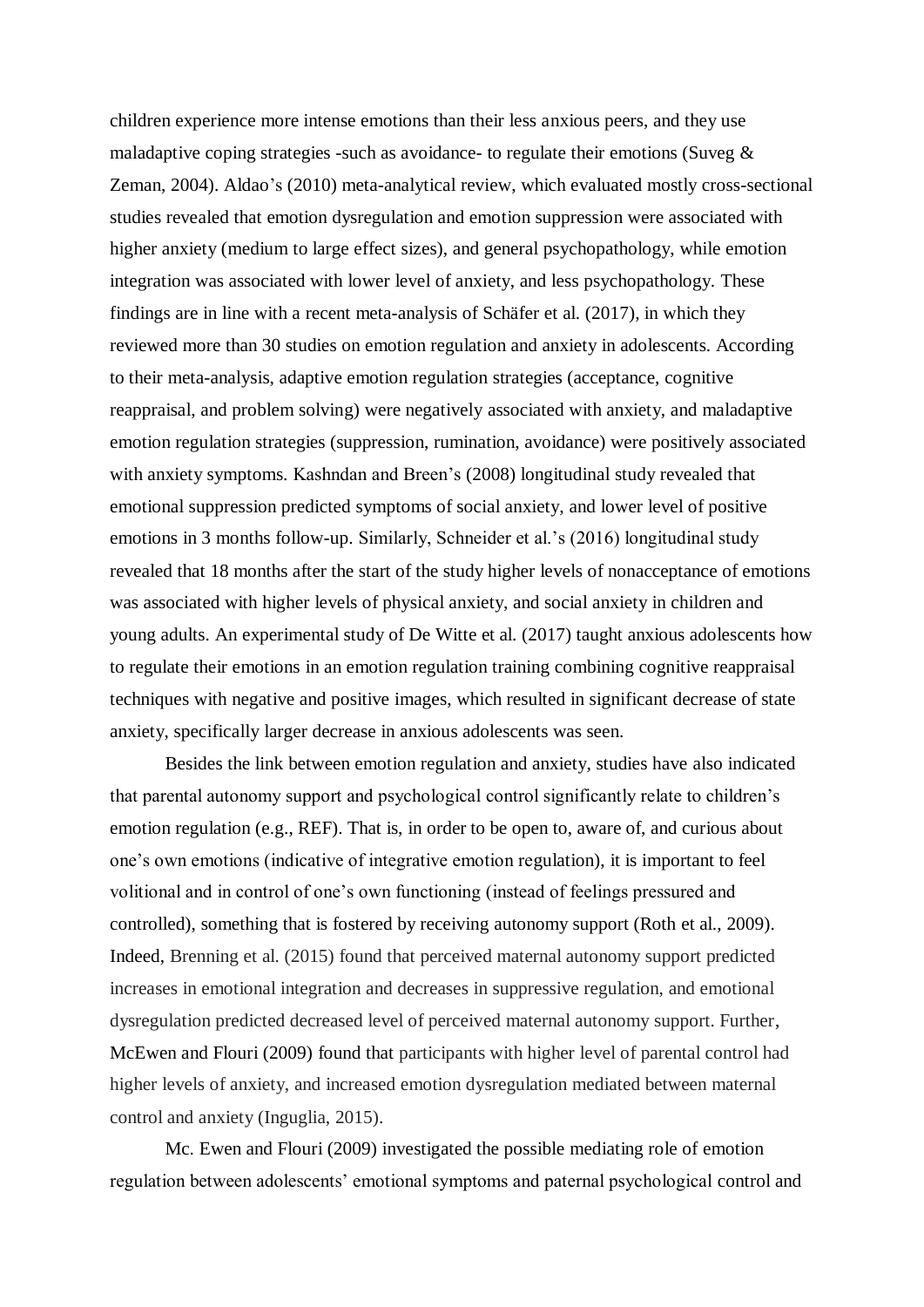children experience more intense emotions than their less anxious peers, and they use maladaptive coping strategies -such as avoidance- to regulate their emotions (Suveg & Zeman, 2004). Aldao's (2010) meta-analytical review, which evaluated mostly cross-sectional studies revealed that emotion dysregulation and emotion suppression were associated with higher anxiety (medium to large effect sizes), and general psychopathology, while emotion integration was associated with lower level of anxiety, and less psychopathology. These findings are in line with a recent meta-analysis of Schäfer et al. (2017), in which they reviewed more than 30 studies on emotion regulation and anxiety in adolescents. According to their meta-analysis, adaptive emotion regulation strategies (acceptance, cognitive reappraisal, and problem solving) were negatively associated with anxiety, and maladaptive emotion regulation strategies (suppression, rumination, avoidance) were positively associated with anxiety symptoms. Kashndan and Breen's (2008) longitudinal study revealed that emotional suppression predicted symptoms of social anxiety, and lower level of positive emotions in 3 months follow-up. Similarly, Schneider et al.'s (2016) longitudinal study revealed that 18 months after the start of the study higher levels of nonacceptance of emotions was associated with higher levels of physical anxiety, and social anxiety in children and young adults. An experimental study of De Witte et al. (2017) taught anxious adolescents how to regulate their emotions in an emotion regulation training combining cognitive reappraisal techniques with negative and positive images, which resulted in significant decrease of state anxiety, specifically larger decrease in anxious adolescents was seen.

Besides the link between emotion regulation and anxiety, studies have also indicated that parental autonomy support and psychological control significantly relate to children's emotion regulation (e.g., REF). That is, in order to be open to, aware of, and curious about one's own emotions (indicative of integrative emotion regulation), it is important to feel volitional and in control of one's own functioning (instead of feelings pressured and controlled), something that is fostered by receiving autonomy support (Roth et al., 2009). Indeed, Brenning et al. (2015) found that perceived maternal autonomy support predicted increases in emotional integration and decreases in suppressive regulation, and emotional dysregulation predicted decreased level of perceived maternal autonomy support. Further, McEwen and Flouri (2009) found that participants with higher level of parental control had higher levels of anxiety, and increased emotion dysregulation mediated between maternal control and anxiety (Inguglia, 2015).

Mc. Ewen and Flouri (2009) investigated the possible mediating role of emotion regulation between adolescents' emotional symptoms and paternal psychological control and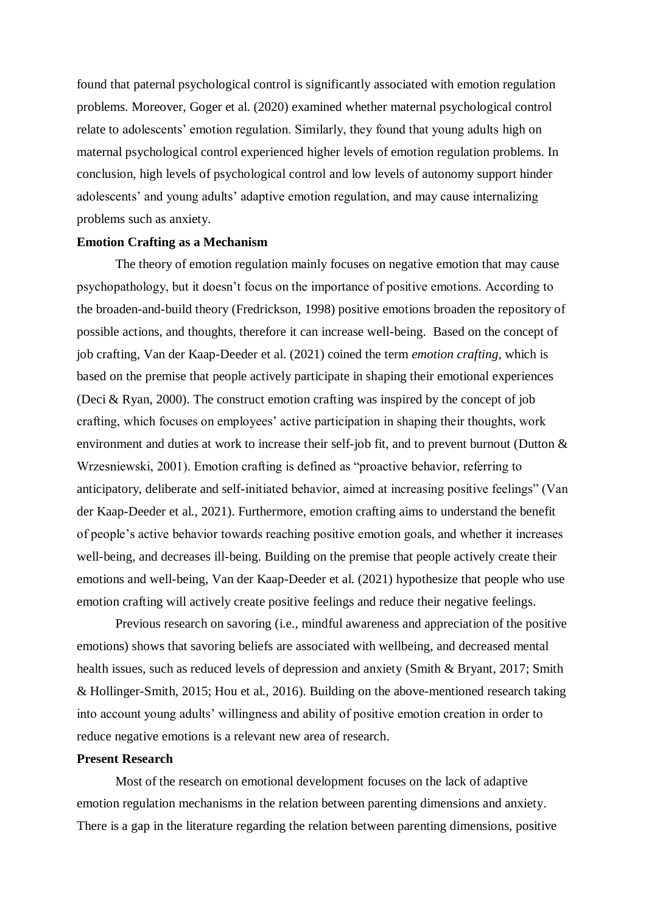found that paternal psychological control is significantly associated with emotion regulation problems. Moreover, Goger et al. (2020) examined whether maternal psychological control relate to adolescents' emotion regulation. Similarly, they found that young adults high on maternal psychological control experienced higher levels of emotion regulation problems. In conclusion, high levels of psychological control and low levels of autonomy support hinder adolescents' and young adults' adaptive emotion regulation, and may cause internalizing problems such as anxiety.

**Emotion Crafting as a Mechanism**

The theory of emotion regulation mainly focuses on negative emotion that may cause psychopathology, but it doesn't focus on the importance of positive emotions. According to the broaden-and-build theory (Fredrickson, 1998) positive emotions broaden the repository of possible actions, and thoughts, therefore it can increase well-being. Based on the concept of job crafting, Van der Kaap-Deeder et al. (2021) coined the term *emotion crafting*, which is based on the premise that people actively participate in shaping their emotional experiences (Deci & Ryan, 2000). The construct emotion crafting was inspired by the concept of job crafting, which focuses on employees' active participation in shaping their thoughts, work environment and duties at work to increase their self-job fit, and to prevent burnout (Dutton & Wrzesniewski, 2001). Emotion crafting is defined as "proactive behavior, referring to anticipatory, deliberate and self-initiated behavior, aimed at increasing positive feelings" (Van der Kaap-Deeder et al., 2021). Furthermore, emotion crafting aims to understand the benefit of people's active behavior towards reaching positive emotion goals, and whether it increases well-being, and decreases ill-being. Building on the premise that people actively create their emotions and well-being, Van der Kaap-Deeder et al. (2021) hypothesize that people who use emotion crafting will actively create positive feelings and reduce their negative feelings.

Previous research on savoring (i.e., mindful awareness and appreciation of the positive emotions) shows that savoring beliefs are associated with wellbeing, and decreased mental health issues, such as reduced levels of depression and anxiety (Smith & Bryant, 2017; Smith & Hollinger-Smith, 2015; Hou et al., 2016). Building on the above-mentioned research taking into account young adults' willingness and ability of positive emotion creation in order to reduce negative emotions is a relevant new area of research.

**Present Research**

Most of the research on emotional development focuses on the lack of adaptive emotion regulation mechanisms in the relation between parenting dimensions and anxiety. There is a gap in the literature regarding the relation between parenting dimensions, positive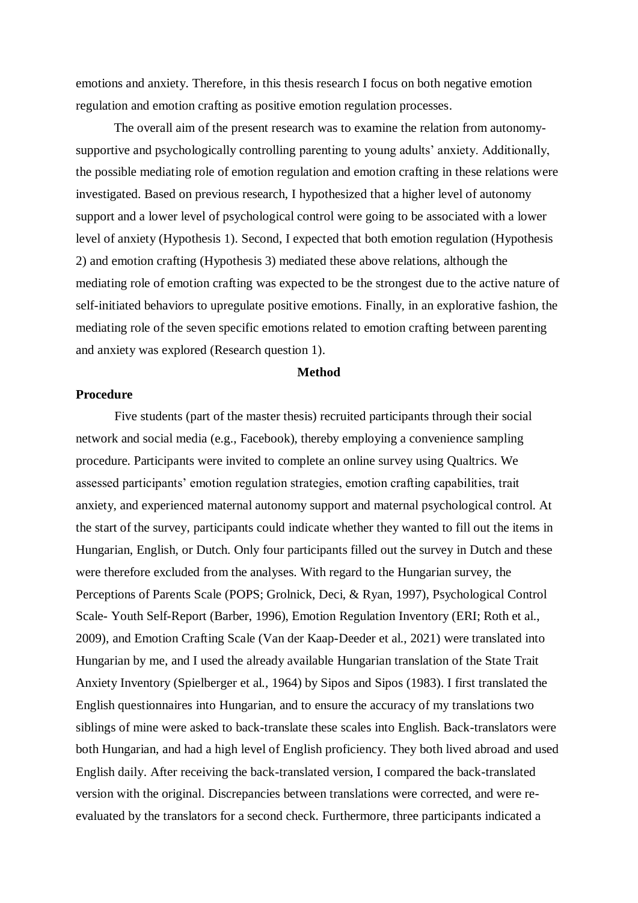emotions and anxiety. Therefore, in this thesis research I focus on both negative emotion regulation and emotion crafting as positive emotion regulation processes.

The overall aim of the present research was to examine the relation from autonomy-supportive and psychologically controlling parenting to young adults' anxiety. Additionally, the possible mediating role of emotion regulation and emotion crafting in these relations were investigated. Based on previous research, I hypothesized that a higher level of autonomy support and a lower level of psychological control were going to be associated with a lower level of anxiety (Hypothesis 1). Second, I expected that both emotion regulation (Hypothesis 2) and emotion crafting (Hypothesis 3) mediated these above relations, although the mediating role of emotion crafting was expected to be the strongest due to the active nature of self-initiated behaviors to upregulate positive emotions. Finally, in an explorative fashion, the mediating role of the seven specific emotions related to emotion crafting between parenting and anxiety was explored (Research question 1).

## Method

### Procedure

Five students (part of the master thesis) recruited participants through their social network and social media (e.g., Facebook), thereby employing a convenience sampling procedure. Participants were invited to complete an online survey using Qualtrics. We assessed participants' emotion regulation strategies, emotion crafting capabilities, trait anxiety, and experienced maternal autonomy support and maternal psychological control. At the start of the survey, participants could indicate whether they wanted to fill out the items in Hungarian, English, or Dutch. Only four participants filled out the survey in Dutch and these were therefore excluded from the analyses. With regard to the Hungarian survey, the Perceptions of Parents Scale (POPS; Grolnick, Deci, & Ryan, 1997), Psychological Control Scale- Youth Self-Report (Barber, 1996), Emotion Regulation Inventory (ERI; Roth et al., 2009), and Emotion Crafting Scale (Van der Kaap-Deeder et al., 2021) were translated into Hungarian by me, and I used the already available Hungarian translation of the State Trait Anxiety Inventory (Spielberger et al., 1964) by Sipos and Sipos (1983). I first translated the English questionnaires into Hungarian, and to ensure the accuracy of my translations two siblings of mine were asked to back-translate these scales into English. Back-translators were both Hungarian, and had a high level of English proficiency. They both lived abroad and used English daily. After receiving the back-translated version, I compared the back-translated version with the original. Discrepancies between translations were corrected, and were re-evaluated by the translators for a second check. Furthermore, three participants indicated a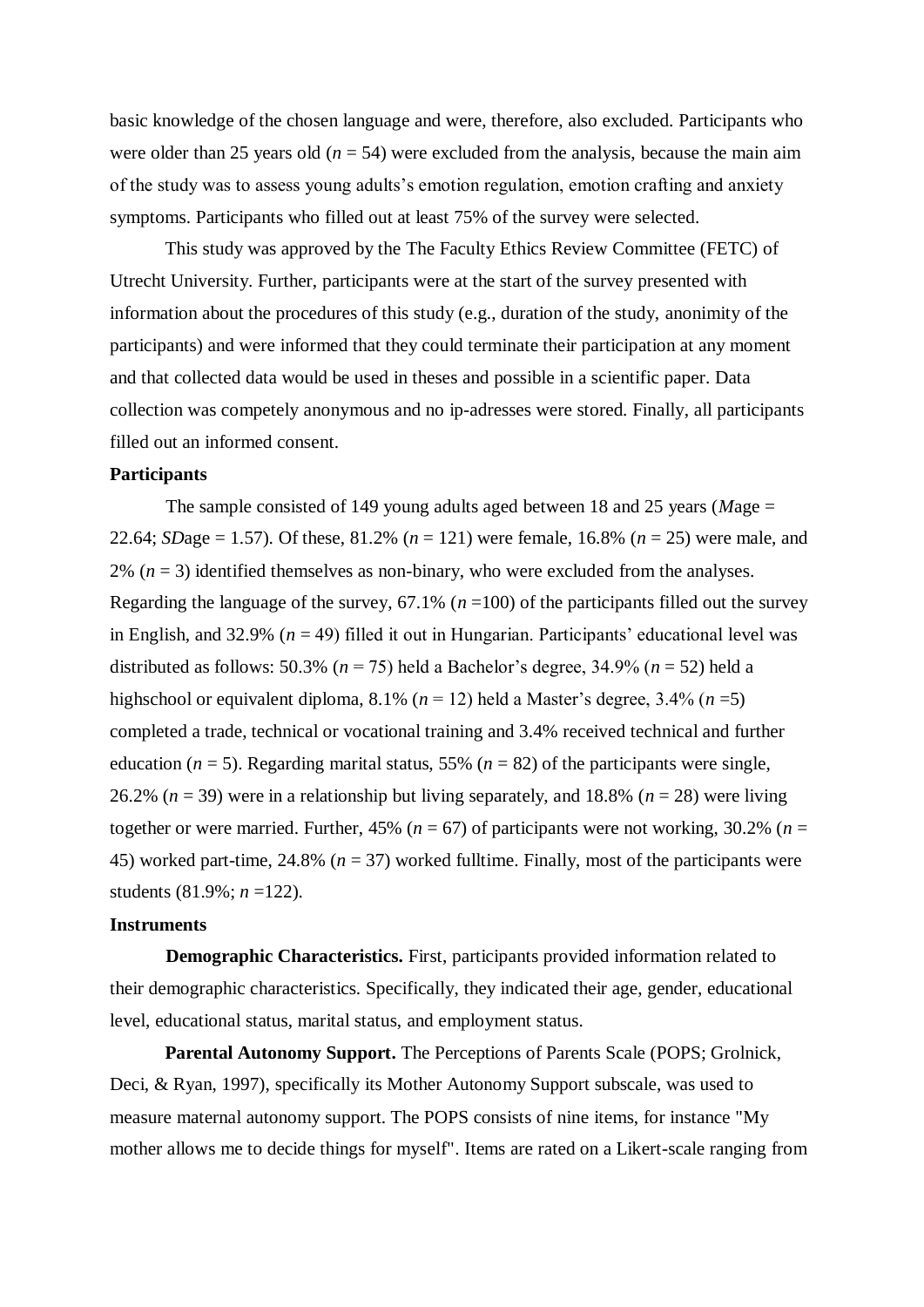basic knowledge of the chosen language and were, therefore, also excluded. Participants who were older than 25 years old (*n* = 54) were excluded from the analysis, because the main aim of the study was to assess young adults's emotion regulation, emotion crafting and anxiety symptoms. Participants who filled out at least 75% of the survey were selected.

This study was approved by the The Faculty Ethics Review Committee (FETC) of Utrecht University. Further, participants were at the start of the survey presented with information about the procedures of this study (e.g., duration of the study, anonimity of the participants) and were informed that they could terminate their participation at any moment and that collected data would be used in theses and possible in a scientific paper. Data collection was competely anonymous and no ip-adresses were stored. Finally, all participants filled out an informed consent.

**Participants**

The sample consisted of 149 young adults aged between 18 and 25 years (*M*age = 22.64; *SD*age = 1.57). Of these, 81.2% (*n* = 121) were female, 16.8% (*n* = 25) were male, and 2% (*n* = 3) identified themselves as non-binary, who were excluded from the analyses. Regarding the language of the survey, 67.1% (*n* =100) of the participants filled out the survey in English, and 32.9% (*n* = 49) filled it out in Hungarian. Participants' educational level was distributed as follows: 50.3% (*n* = 75) held a Bachelor's degree, 34.9% (*n* = 52) held a highschool or equivalent diploma, 8.1% (*n* = 12) held a Master's degree, 3.4% (*n* =5) completed a trade, technical or vocational training and 3.4% received technical and further education (*n* = 5). Regarding marital status, 55% (*n* = 82) of the participants were single, 26.2% (*n* = 39) were in a relationship but living separately, and 18.8% (*n* = 28) were living together or were married. Further, 45% (*n* = 67) of participants were not working, 30.2% (*n* = 45) worked part-time, 24.8% (*n* = 37) worked fulltime. Finally, most of the participants were students (81.9%; *n* =122).

**Instruments**

**Demographic Characteristics.** First, participants provided information related to their demographic characteristics. Specifically, they indicated their age, gender, educational level, educational status, marital status, and employment status.

**Parental Autonomy Support.** The Perceptions of Parents Scale (POPS; Grolnick, Deci, & Ryan, 1997), specifically its Mother Autonomy Support subscale, was used to measure maternal autonomy support. The POPS consists of nine items, for instance "My mother allows me to decide things for myself". Items are rated on a Likert-scale ranging from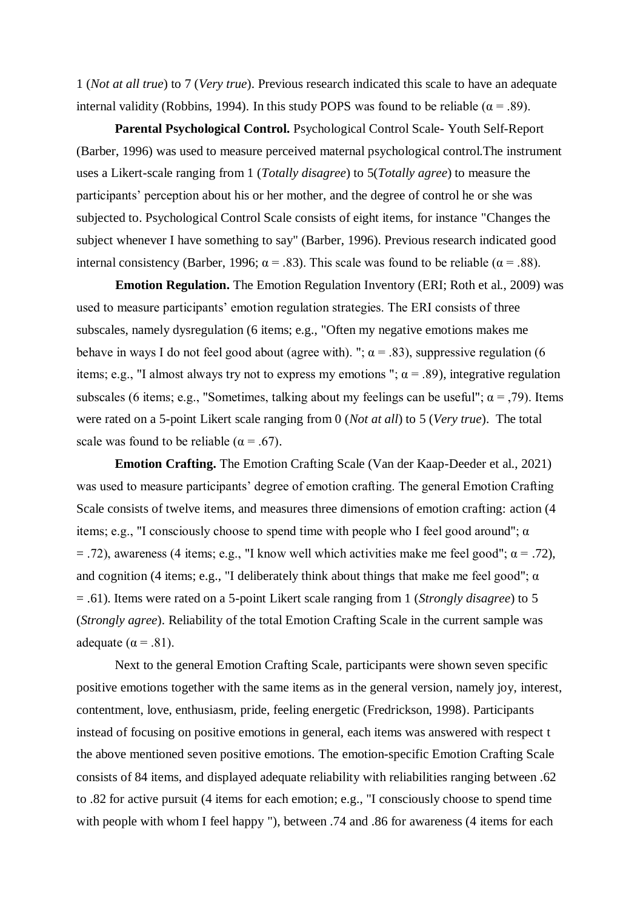1 (*Not at all true*) to 7 (*Very true*). Previous research indicated this scale to have an adequate internal validity (Robbins, 1994). In this study POPS was found to be reliable ($\alpha = .89$).

**Parental Psychological Control.** Psychological Control Scale- Youth Self-Report (Barber, 1996) was used to measure perceived maternal psychological control.The instrument uses a Likert-scale ranging from 1 (*Totally disagree*) to 5(*Totally agree*) to measure the participants' perception about his or her mother, and the degree of control he or she was subjected to. Psychological Control Scale consists of eight items, for instance "Changes the subject whenever I have something to say" (Barber, 1996). Previous research indicated good internal consistency (Barber, 1996; $\alpha = .83$). This scale was found to be reliable ($\alpha = .88$).

**Emotion Regulation.** The Emotion Regulation Inventory (ERI; Roth et al., 2009) was used to measure participants' emotion regulation strategies. The ERI consists of three subscales, namely dysregulation (6 items; e.g., "Often my negative emotions makes me behave in ways I do not feel good about (agree with). "; $\alpha = .83$), suppressive regulation (6 items; e.g., "I almost always try not to express my emotions "; $\alpha = .89$), integrative regulation subscales (6 items; e.g., "Sometimes, talking about my feelings can be useful"; $\alpha = ,79$). Items were rated on a 5-point Likert scale ranging from 0 (*Not at all*) to 5 (*Very true*). The total scale was found to be reliable ($\alpha = .67$).

**Emotion Crafting.** The Emotion Crafting Scale (Van der Kaap-Deeder et al., 2021) was used to measure participants' degree of emotion crafting. The general Emotion Crafting Scale consists of twelve items, and measures three dimensions of emotion crafting: action (4 items; e.g., "I consciously choose to spend time with people who I feel good around"; $\alpha = .72$), awareness (4 items; e.g., "I know well which activities make me feel good"; $\alpha = .72$), and cognition (4 items; e.g., "I deliberately think about things that make me feel good"; $\alpha = .61$). Items were rated on a 5-point Likert scale ranging from 1 (*Strongly disagree*) to 5 (*Strongly agree*). Reliability of the total Emotion Crafting Scale in the current sample was adequate ($\alpha = .81$).

Next to the general Emotion Crafting Scale, participants were shown seven specific positive emotions together with the same items as in the general version, namely joy, interest, contentment, love, enthusiasm, pride, feeling energetic (Fredrickson, 1998). Participants instead of focusing on positive emotions in general, each items was answered with respect t the above mentioned seven positive emotions. The emotion-specific Emotion Crafting Scale consists of 84 items, and displayed adequate reliability with reliabilities ranging between .62 to .82 for active pursuit (4 items for each emotion; e.g., "I consciously choose to spend time with people with whom I feel happy "), between .74 and .86 for awareness (4 items for each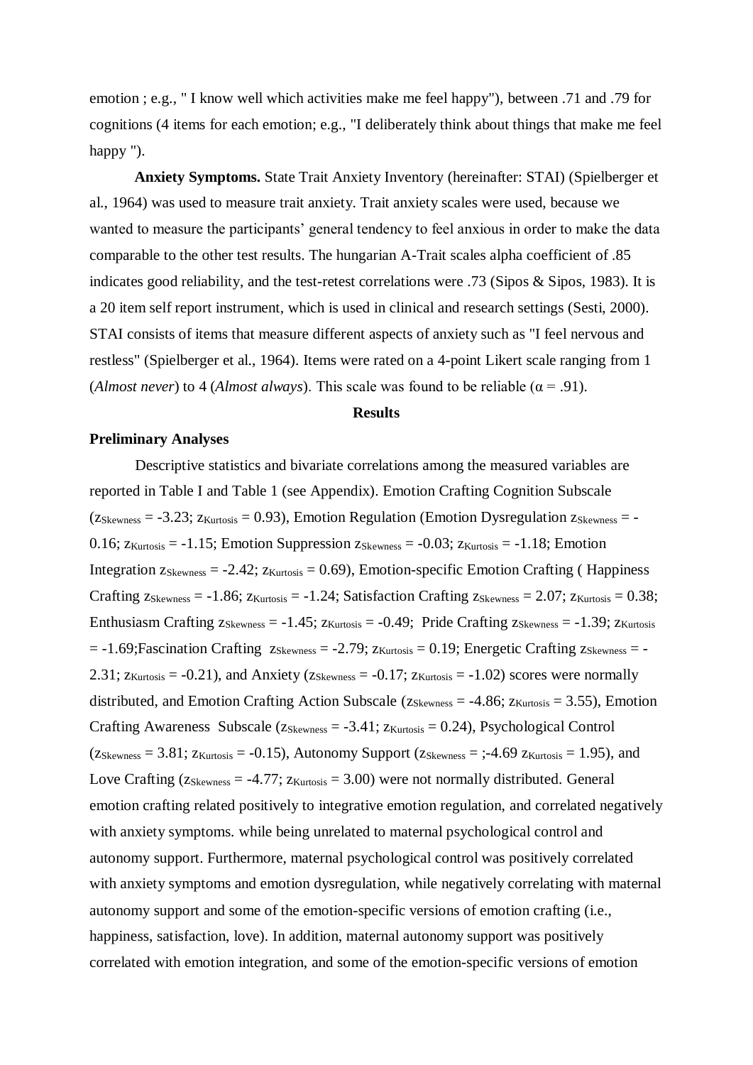emotion ; e.g., " I know well which activities make me feel happy"), between .71 and .79 for cognitions (4 items for each emotion; e.g., "I deliberately think about things that make me feel happy ").

**Anxiety Symptoms.** State Trait Anxiety Inventory (hereinafter: STAI) (Spielberger et al., 1964) was used to measure trait anxiety. Trait anxiety scales were used, because we wanted to measure the participants' general tendency to feel anxious in order to make the data comparable to the other test results. The hungarian A-Trait scales alpha coefficient of .85 indicates good reliability, and the test-retest correlations were .73 (Sipos & Sipos, 1983). It is a 20 item self report instrument, which is used in clinical and research settings (Sesti, 2000). STAI consists of items that measure different aspects of anxiety such as "I feel nervous and restless" (Spielberger et al., 1964). Items were rated on a 4-point Likert scale ranging from 1 (*Almost never*) to 4 (*Almost always*). This scale was found to be reliable ($\alpha$ = .91).

## Results

### Preliminary Analyses

Descriptive statistics and bivariate correlations among the measured variables are reported in Table I and Table 1 (see Appendix). Emotion Crafting Cognition Subscale ($z_{Skewness}$ = -3.23; $z_{Kurtosis}$ = 0.93), Emotion Regulation (Emotion Dysregulation $z_{Skewness}$ = -0.16; $z_{Kurtosis}$ = -1.15; Emotion Suppression $z_{Skewness}$ = -0.03; $z_{Kurtosis}$ = -1.18; Emotion Integration $z_{Skewness}$ = -2.42; $z_{Kurtosis}$ = 0.69), Emotion-specific Emotion Crafting ( Happiness Crafting $z_{Skewness}$ = -1.86; $z_{Kurtosis}$ = -1.24; Satisfaction Crafting $z_{Skewness}$ = 2.07; $z_{Kurtosis}$ = 0.38; Enthusiasm Crafting $z_{Skewness}$ = -1.45; $z_{Kurtosis}$ = -0.49; Pride Crafting $z_{Skewness}$ = -1.39; $z_{Kurtosis}$ = -1.69;Fascination Crafting $z_{Skewness}$ = -2.79; $z_{Kurtosis}$ = 0.19; Energetic Crafting $z_{Skewness}$ = -2.31; $z_{Kurtosis}$ = -0.21), and Anxiety ($z_{Skewness}$ = -0.17; $z_{Kurtosis}$ = -1.02) scores were normally distributed, and Emotion Crafting Action Subscale ($z_{Skewness}$ = -4.86; $z_{Kurtosis}$ = 3.55), Emotion Crafting Awareness Subscale ($z_{Skewness}$ = -3.41; $z_{Kurtosis}$ = 0.24), Psychological Control ($z_{Skewness}$ = 3.81; $z_{Kurtosis}$ = -0.15), Autonomy Support ($z_{Skewness}$ = ;-4.69 $z_{Kurtosis}$ = 1.95), and Love Crafting ($z_{Skewness}$ = -4.77; $z_{Kurtosis}$ = 3.00) were not normally distributed. General emotion crafting related positively to integrative emotion regulation, and correlated negatively with anxiety symptoms. while being unrelated to maternal psychological control and autonomy support. Furthermore, maternal psychological control was positively correlated with anxiety symptoms and emotion dysregulation, while negatively correlating with maternal autonomy support and some of the emotion-specific versions of emotion crafting (i.e., happiness, satisfaction, love). In addition, maternal autonomy support was positively correlated with emotion integration, and some of the emotion-specific versions of emotion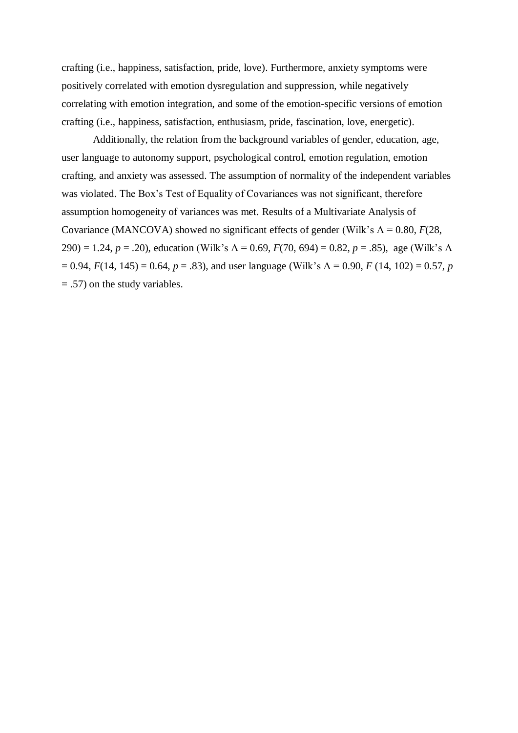crafting (i.e., happiness, satisfaction, pride, love). Furthermore, anxiety symptoms were positively correlated with emotion dysregulation and suppression, while negatively correlating with emotion integration, and some of the emotion-specific versions of emotion crafting (i.e., happiness, satisfaction, enthusiasm, pride, fascination, love, energetic).

Additionally, the relation from the background variables of gender, education, age, user language to autonomy support, psychological control, emotion regulation, emotion crafting, and anxiety was assessed. The assumption of normality of the independent variables was violated. The Box's Test of Equality of Covariances was not significant, therefore assumption homogeneity of variances was met. Results of a Multivariate Analysis of Covariance (MANCOVA) showed no significant effects of gender (Wilk's $\Lambda = 0.80$, $F(28, 290) = 1.24$, $p = .20$), education (Wilk's $\Lambda = 0.69$, $F(70, 694) = 0.82$, $p = .85$), age (Wilk's $\Lambda = 0.94$, $F(14, 145) = 0.64$, $p = .83$), and user language (Wilk's $\Lambda = 0.90$, $F(14, 102) = 0.57$, $p = .57$) on the study variables.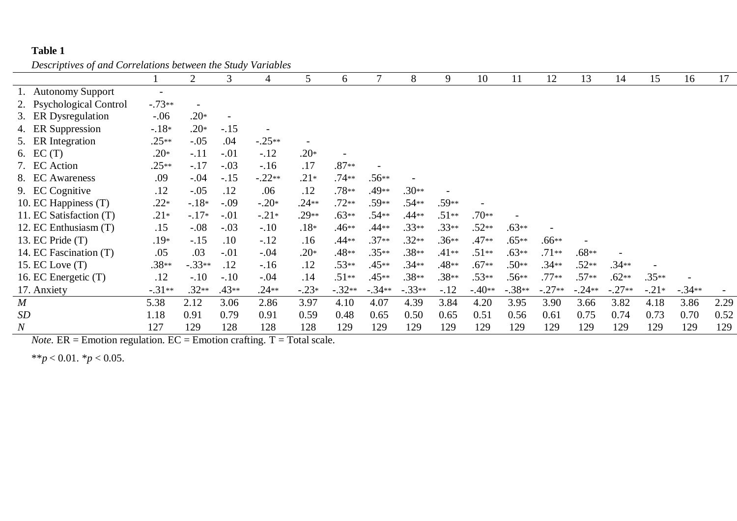**Table 1**

*Descriptives of and Correlations between the Study Variables*

| | 1 | 2 | 3 | 4 | 5 | 6 | 7 | 8 | 9 | 10 | 11 | 12 | 13 | 14 | 15 | 16 | 17 |
|---|---|---|---|---|---|---|---|---|---|---|---|---|---|---|---|---|---|
| 1. Autonomy Support | - | | | | | | | | | | | | | | | | |
| 2. Psychological Control | -.73** | - | | | | | | | | | | | | | | | |
| 3. ER Dysregulation | -.06 | .20* | - | | | | | | | | | | | | | | |
| 4. ER Suppression | -.18* | .20* | -.15 | - | | | | | | | | | | | | | |
| 5. ER Integration | .25** | -.05 | .04 | -.25** | - | | | | | | | | | | | | |
| 6. EC (T) | .20* | -.11 | -.01 | -.12 | .20* | - | | | | | | | | | | | |
| 7. EC Action | .25** | -.17 | -.03 | -.16 | .17 | .87** | - | | | | | | | | | | |
| 8. EC Awareness | .09 | -.04 | -.15 | -.22** | .21* | .74** | .56** | - | | | | | | | | | |
| 9. EC Cognitive | .12 | -.05 | .12 | .06 | .12 | .78** | .49** | .30** | - | | | | | | | | |
| 10. EC Happiness (T) | .22* | -.18* | -.09 | -.20* | .24** | .72** | .59** | .54** | .59** | - | | | | | | | |
| 11. EC Satisfaction (T) | .21* | -.17* | -.01 | -.21* | .29** | .63** | .54** | .44** | .51** | .70** | - | | | | | | |
| 12. EC Enthusiasm (T) | .15 | -.08 | -.03 | -.10 | .18* | .46** | .44** | .33** | .33** | .52** | .63** | - | | | | | |
| 13. EC Pride (T) | .19* | -.15 | .10 | -.12 | .16 | .44** | .37** | .32** | .36** | .47** | .65** | .66** | - | | | | |
| 14. EC Fascination (T) | .05 | .03 | -.01 | -.04 | .20* | .48** | .35** | .38** | .41** | .51** | .63** | .71** | .68** | - | | | |
| 15. EC Love (T) | .38** | -.33** | .12 | -.16 | .12 | .53** | .45** | .34** | .48** | .67** | .50** | .34** | .52** | .34** | - | | |
| 16. EC Energetic (T) | .12 | -.10 | -.10 | -.04 | .14 | .51** | .45** | .38** | .38** | .53** | .56** | .77** | .57** | .62** | .35** | - | |
| 17. Anxiety | -.31** | .32** | .43** | .24** | -.23* | -.32** | -.34** | -.33** | -.12 | -.40** | -.38** | -.27** | -.24** | -.27** | -.21* | -.34** | - |
| *M* | 5.38 | 2.12 | 3.06 | 2.86 | 3.97 | 4.10 | 4.07 | 4.39 | 3.84 | 4.20 | 3.95 | 3.90 | 3.66 | 3.82 | 4.18 | 3.86 | 2.29 |
| *SD* | 1.18 | 0.91 | 0.79 | 0.91 | 0.59 | 0.48 | 0.65 | 0.50 | 0.65 | 0.51 | 0.56 | 0.61 | 0.75 | 0.74 | 0.73 | 0.70 | 0.52 |
| *N* | 127 | 129 | 128 | 128 | 128 | 129 | 129 | 129 | 129 | 129 | 129 | 129 | 129 | 129 | 129 | 129 | 129 |

*Note.* ER = Emotion regulation. EC = Emotion crafting. T = Total scale.

**$p < 0.01$. *$p < 0.05$.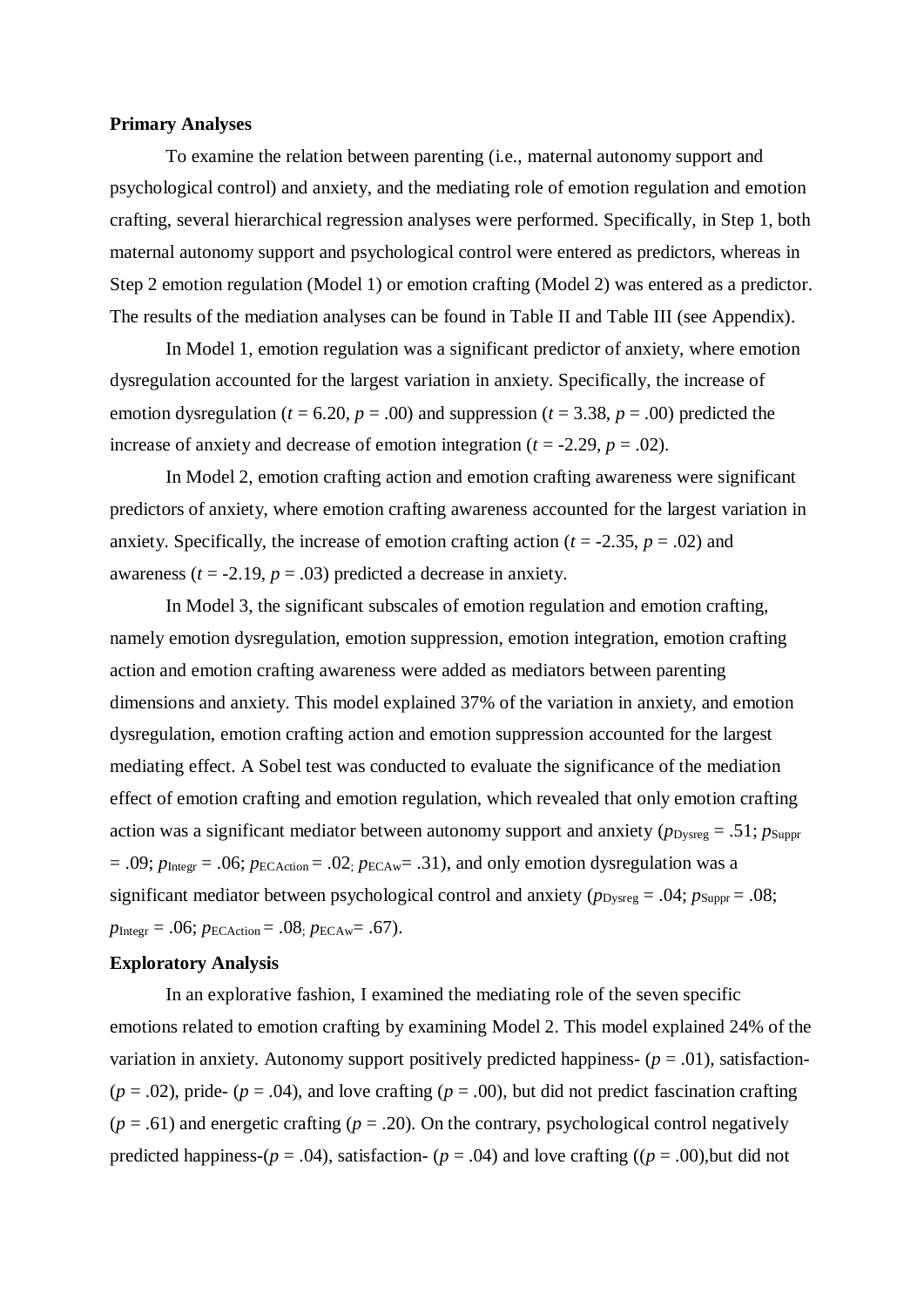**Primary Analyses**

To examine the relation between parenting (i.e., maternal autonomy support and psychological control) and anxiety, and the mediating role of emotion regulation and emotion crafting, several hierarchical regression analyses were performed. Specifically, in Step 1, both maternal autonomy support and psychological control were entered as predictors, whereas in Step 2 emotion regulation (Model 1) or emotion crafting (Model 2) was entered as a predictor. The results of the mediation analyses can be found in Table II and Table III (see Appendix).

In Model 1, emotion regulation was a significant predictor of anxiety, where emotion dysregulation accounted for the largest variation in anxiety. Specifically, the increase of emotion dysregulation ($t$ = 6.20, $p$ = .00) and suppression ($t$ = 3.38, $p$ = .00) predicted the increase of anxiety and decrease of emotion integration ($t$ = -2.29, $p$ = .02).

In Model 2, emotion crafting action and emotion crafting awareness were significant predictors of anxiety, where emotion crafting awareness accounted for the largest variation in anxiety. Specifically, the increase of emotion crafting action ($t$ = -2.35, $p$ = .02) and awareness ($t$ = -2.19, $p$ = .03) predicted a decrease in anxiety.

In Model 3, the significant subscales of emotion regulation and emotion crafting, namely emotion dysregulation, emotion suppression, emotion integration, emotion crafting action and emotion crafting awareness were added as mediators between parenting dimensions and anxiety. This model explained 37% of the variation in anxiety, and emotion dysregulation, emotion crafting action and emotion suppression accounted for the largest mediating effect. A Sobel test was conducted to evaluate the significance of the mediation effect of emotion crafting and emotion regulation, which revealed that only emotion crafting action was a significant mediator between autonomy support and anxiety ($p_{\text{Dysreg}}$ = .51; $p_{\text{Suppr}}$ = .09; $p_{\text{Integr}}$ = .06; $p_{\text{ECAction}}$ = .02; $p_{\text{ECAw}}$= .31), and only emotion dysregulation was a significant mediator between psychological control and anxiety ($p_{\text{Dysreg}}$ = .04; $p_{\text{Suppr}}$ = .08; $p_{\text{Integr}}$ = .06; $p_{\text{ECAction}}$ = .08; $p_{\text{ECAw}}$= .67).

**Exploratory Analysis**

In an explorative fashion, I examined the mediating role of the seven specific emotions related to emotion crafting by examining Model 2. This model explained 24% of the variation in anxiety. Autonomy support positively predicted happiness- ($p$ = .01), satisfaction- ($p$ = .02), pride- ($p$ = .04), and love crafting ($p$ = .00), but did not predict fascination crafting ($p$ = .61) and energetic crafting ($p$ = .20). On the contrary, psychological control negatively predicted happiness-($p$ = .04), satisfaction- ($p$ = .04) and love crafting (($p$ = .00),but did not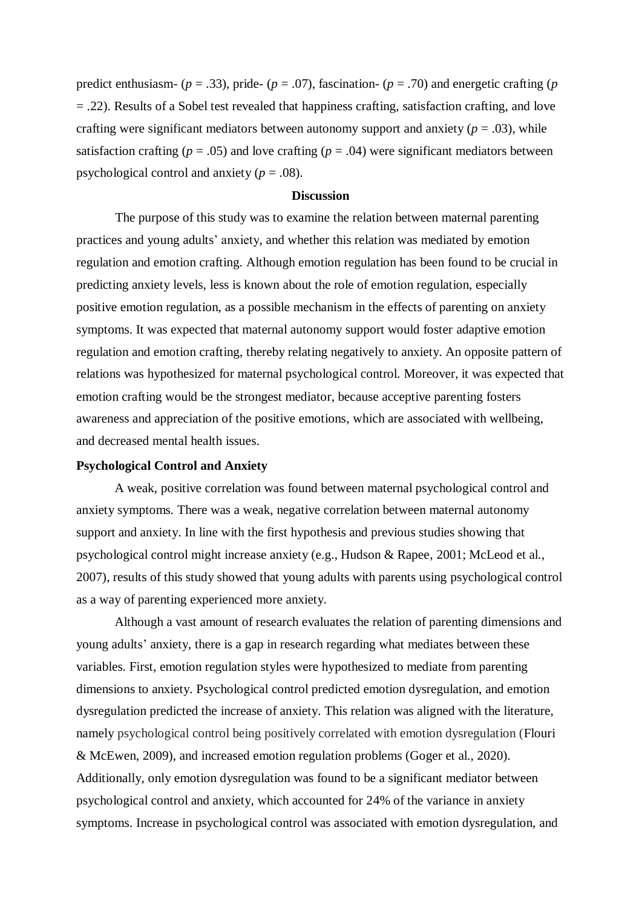predict enthusiasm- (*p* = .33), pride- (*p* = .07), fascination- (*p* = .70) and energetic crafting (*p* = .22). Results of a Sobel test revealed that happiness crafting, satisfaction crafting, and love crafting were significant mediators between autonomy support and anxiety (*p* = .03), while satisfaction crafting (*p* = .05) and love crafting (*p* = .04) were significant mediators between psychological control and anxiety (*p* = .08).

## Discussion

The purpose of this study was to examine the relation between maternal parenting practices and young adults' anxiety, and whether this relation was mediated by emotion regulation and emotion crafting. Although emotion regulation has been found to be crucial in predicting anxiety levels, less is known about the role of emotion regulation, especially positive emotion regulation, as a possible mechanism in the effects of parenting on anxiety symptoms. It was expected that maternal autonomy support would foster adaptive emotion regulation and emotion crafting, thereby relating negatively to anxiety. An opposite pattern of relations was hypothesized for maternal psychological control. Moreover, it was expected that emotion crafting would be the strongest mediator, because acceptive parenting fosters awareness and appreciation of the positive emotions, which are associated with wellbeing, and decreased mental health issues.

### Psychological Control and Anxiety

A weak, positive correlation was found between maternal psychological control and anxiety symptoms. There was a weak, negative correlation between maternal autonomy support and anxiety. In line with the first hypothesis and previous studies showing that psychological control might increase anxiety (e.g., Hudson & Rapee, 2001; McLeod et al., 2007), results of this study showed that young adults with parents using psychological control as a way of parenting experienced more anxiety.

Although a vast amount of research evaluates the relation of parenting dimensions and young adults' anxiety, there is a gap in research regarding what mediates between these variables. First, emotion regulation styles were hypothesized to mediate from parenting dimensions to anxiety. Psychological control predicted emotion dysregulation, and emotion dysregulation predicted the increase of anxiety. This relation was aligned with the literature, namely psychological control being positively correlated with emotion dysregulation (Flouri & McEwen, 2009), and increased emotion regulation problems (Goger et al., 2020). Additionally, only emotion dysregulation was found to be a significant mediator between psychological control and anxiety, which accounted for 24% of the variance in anxiety symptoms. Increase in psychological control was associated with emotion dysregulation, and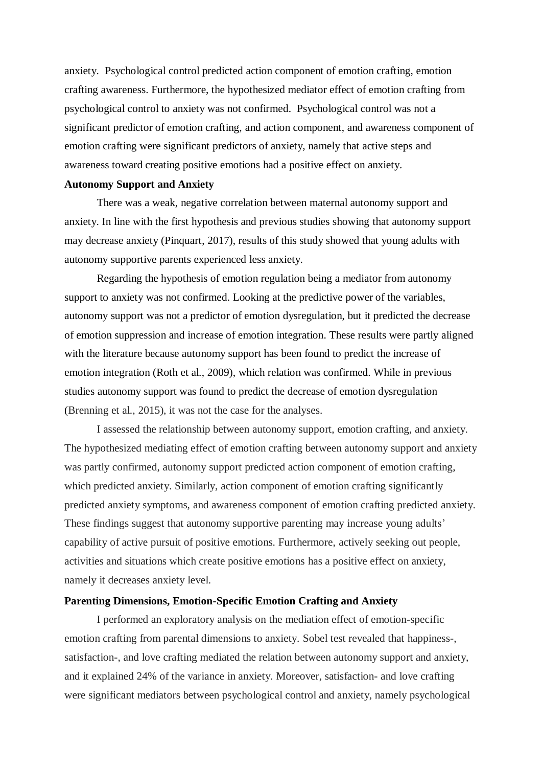anxiety. Psychological control predicted action component of emotion crafting, emotion crafting awareness. Furthermore, the hypothesized mediator effect of emotion crafting from psychological control to anxiety was not confirmed. Psychological control was not a significant predictor of emotion crafting, and action component, and awareness component of emotion crafting were significant predictors of anxiety, namely that active steps and awareness toward creating positive emotions had a positive effect on anxiety.

**Autonomy Support and Anxiety**

There was a weak, negative correlation between maternal autonomy support and anxiety. In line with the first hypothesis and previous studies showing that autonomy support may decrease anxiety (Pinquart, 2017), results of this study showed that young adults with autonomy supportive parents experienced less anxiety.

Regarding the hypothesis of emotion regulation being a mediator from autonomy support to anxiety was not confirmed. Looking at the predictive power of the variables, autonomy support was not a predictor of emotion dysregulation, but it predicted the decrease of emotion suppression and increase of emotion integration. These results were partly aligned with the literature because autonomy support has been found to predict the increase of emotion integration (Roth et al., 2009), which relation was confirmed. While in previous studies autonomy support was found to predict the decrease of emotion dysregulation (Brenning et al., 2015), it was not the case for the analyses.

I assessed the relationship between autonomy support, emotion crafting, and anxiety. The hypothesized mediating effect of emotion crafting between autonomy support and anxiety was partly confirmed, autonomy support predicted action component of emotion crafting, which predicted anxiety. Similarly, action component of emotion crafting significantly predicted anxiety symptoms, and awareness component of emotion crafting predicted anxiety. These findings suggest that autonomy supportive parenting may increase young adults' capability of active pursuit of positive emotions. Furthermore, actively seeking out people, activities and situations which create positive emotions has a positive effect on anxiety, namely it decreases anxiety level.

**Parenting Dimensions, Emotion-Specific Emotion Crafting and Anxiety**

I performed an exploratory analysis on the mediation effect of emotion-specific emotion crafting from parental dimensions to anxiety. Sobel test revealed that happiness-, satisfaction-, and love crafting mediated the relation between autonomy support and anxiety, and it explained 24% of the variance in anxiety. Moreover, satisfaction- and love crafting were significant mediators between psychological control and anxiety, namely psychological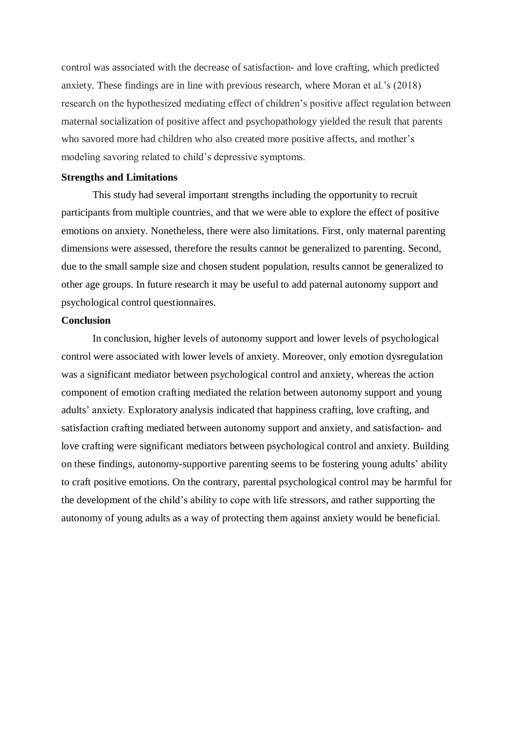control was associated with the decrease of satisfaction- and love crafting, which predicted anxiety. These findings are in line with previous research, where Moran et al.'s (2018) research on the hypothesized mediating effect of children's positive affect regulation between maternal socialization of positive affect and psychopathology yielded the result that parents who savored more had children who also created more positive affects, and mother's modeling savoring related to child's depressive symptoms.

**Strengths and Limitations**

This study had several important strengths including the opportunity to recruit participants from multiple countries, and that we were able to explore the effect of positive emotions on anxiety. Nonetheless, there were also limitations. First, only maternal parenting dimensions were assessed, therefore the results cannot be generalized to parenting. Second, due to the small sample size and chosen student population, results cannot be generalized to other age groups. In future research it may be useful to add paternal autonomy support and psychological control questionnaires.

**Conclusion**

In conclusion, higher levels of autonomy support and lower levels of psychological control were associated with lower levels of anxiety. Moreover, only emotion dysregulation was a significant mediator between psychological control and anxiety, whereas the action component of emotion crafting mediated the relation between autonomy support and young adults' anxiety. Exploratory analysis indicated that happiness crafting, love crafting, and satisfaction crafting mediated between autonomy support and anxiety, and satisfaction- and love crafting were significant mediators between psychological control and anxiety. Building on these findings, autonomy-supportive parenting seems to be fostering young adults' ability to craft positive emotions. On the contrary, parental psychological control may be harmful for the development of the child's ability to cope with life stressors, and rather supporting the autonomy of young adults as a way of protecting them against anxiety would be beneficial.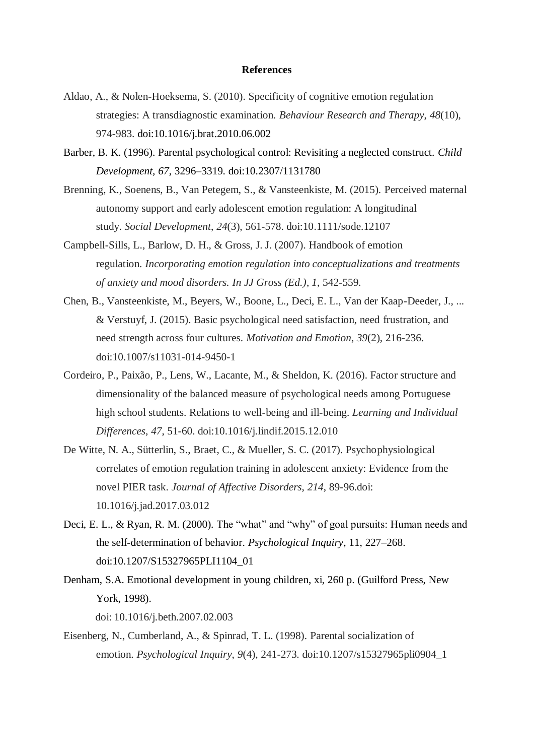**References**

Aldao, A., & Nolen-Hoeksema, S. (2010). Specificity of cognitive emotion regulation strategies: A transdiagnostic examination. *Behaviour Research and Therapy*, *48*(10), 974-983. doi:10.1016/j.brat.2010.06.002

Barber, B. K. (1996). Parental psychological control: Revisiting a neglected construct. *Child Development*, *67*, 3296–3319. doi:10.2307/1131780

Brenning, K., Soenens, B., Van Petegem, S., & Vansteenkiste, M. (2015). Perceived maternal autonomy support and early adolescent emotion regulation: A longitudinal study. *Social Development*, *24*(3), 561-578. doi:10.1111/sode.12107

Campbell-Sills, L., Barlow, D. H., & Gross, J. J. (2007). Handbook of emotion regulation. *Incorporating emotion regulation into conceptualizations and treatments of anxiety and mood disorders. In JJ Gross (Ed.)*, *1*, 542-559.

Chen, B., Vansteenkiste, M., Beyers, W., Boone, L., Deci, E. L., Van der Kaap-Deeder, J., ... & Verstuyf, J. (2015). Basic psychological need satisfaction, need frustration, and need strength across four cultures. *Motivation and Emotion*, *39*(2), 216-236. doi:10.1007/s11031-014-9450-1

Cordeiro, P., Paixão, P., Lens, W., Lacante, M., & Sheldon, K. (2016). Factor structure and dimensionality of the balanced measure of psychological needs among Portuguese high school students. Relations to well-being and ill-being. *Learning and Individual Differences*, *47*, 51-60. doi:10.1016/j.lindif.2015.12.010

De Witte, N. A., Sütterlin, S., Braet, C., & Mueller, S. C. (2017). Psychophysiological correlates of emotion regulation training in adolescent anxiety: Evidence from the novel PIER task. *Journal of Affective Disorders*, *214*, 89-96.doi: 10.1016/j.jad.2017.03.012

Deci, E. L., & Ryan, R. M. (2000). The "what" and "why" of goal pursuits: Human needs and the self-determination of behavior. *Psychological Inquiry*, 11, 227–268. doi:10.1207/S15327965PLI1104_01

Denham, S.A. Emotional development in young children, xi, 260 p. (Guilford Press, New York, 1998).
doi: 10.1016/j.beth.2007.02.003

Eisenberg, N., Cumberland, A., & Spinrad, T. L. (1998). Parental socialization of emotion. *Psychological Inquiry*, *9*(4), 241-273. doi:10.1207/s15327965pli0904_1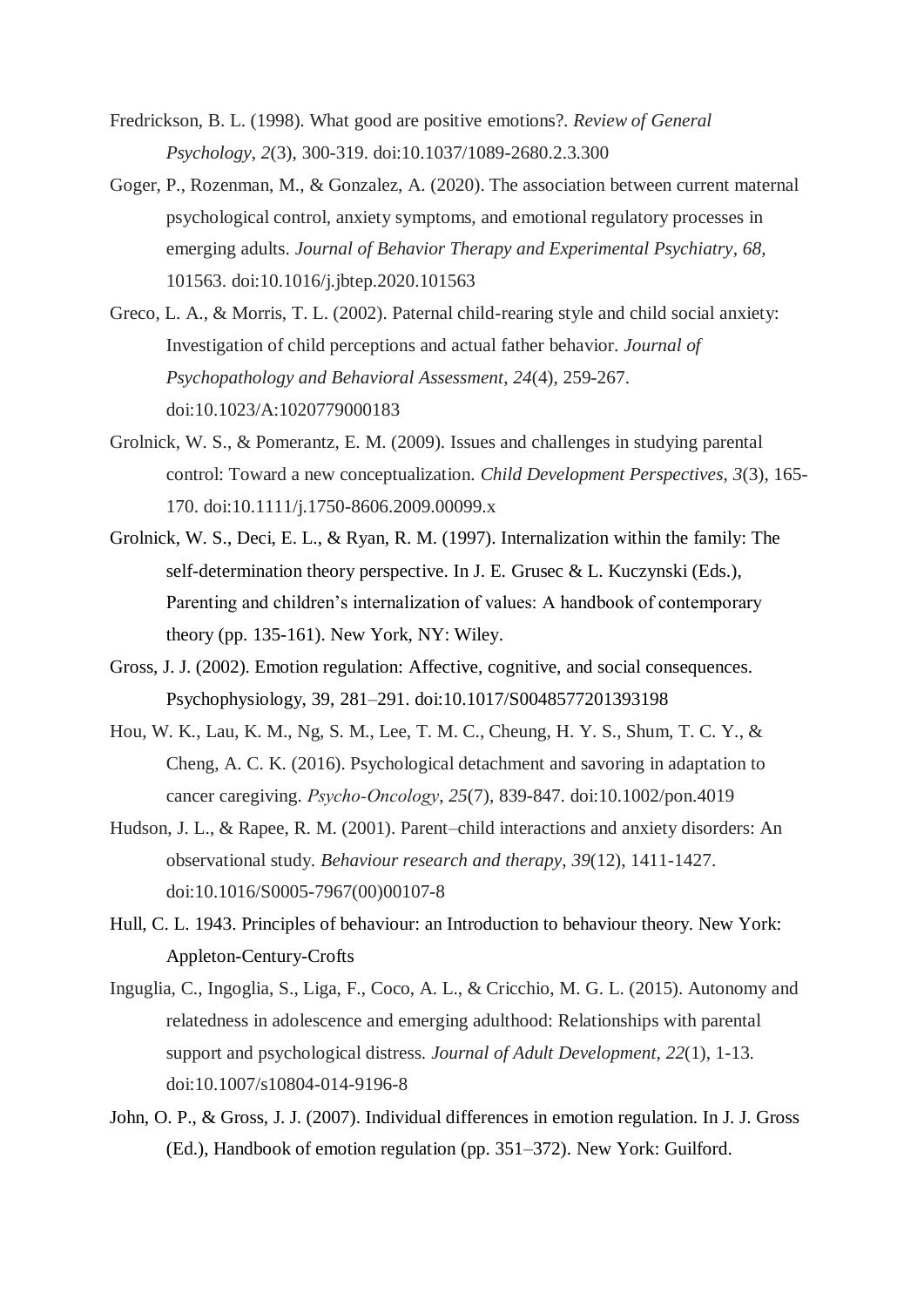Fredrickson, B. L. (1998). What good are positive emotions?. *Review of General Psychology*, *2*(3), 300-319. doi:10.1037/1089-2680.2.3.300

Goger, P., Rozenman, M., & Gonzalez, A. (2020). The association between current maternal psychological control, anxiety symptoms, and emotional regulatory processes in emerging adults. *Journal of Behavior Therapy and Experimental Psychiatry*, *68*, 101563. doi:10.1016/j.jbtep.2020.101563

Greco, L. A., & Morris, T. L. (2002). Paternal child-rearing style and child social anxiety: Investigation of child perceptions and actual father behavior. *Journal of Psychopathology and Behavioral Assessment*, *24*(4), 259-267. doi:10.1023/A:1020779000183

Grolnick, W. S., & Pomerantz, E. M. (2009). Issues and challenges in studying parental control: Toward a new conceptualization. *Child Development Perspectives*, *3*(3), 165-170. doi:10.1111/j.1750-8606.2009.00099.x

Grolnick, W. S., Deci, E. L., & Ryan, R. M. (1997). Internalization within the family: The self-determination theory perspective. In J. E. Grusec & L. Kuczynski (Eds.), Parenting and children's internalization of values: A handbook of contemporary theory (pp. 135-161). New York, NY: Wiley.

Gross, J. J. (2002). Emotion regulation: Affective, cognitive, and social consequences. Psychophysiology, 39, 281–291. doi:10.1017/S0048577201393198

Hou, W. K., Lau, K. M., Ng, S. M., Lee, T. M. C., Cheung, H. Y. S., Shum, T. C. Y., & Cheng, A. C. K. (2016). Psychological detachment and savoring in adaptation to cancer caregiving. *Psycho-Oncology*, *25*(7), 839-847. doi:10.1002/pon.4019

Hudson, J. L., & Rapee, R. M. (2001). Parent–child interactions and anxiety disorders: An observational study. *Behaviour research and therapy*, *39*(12), 1411-1427. doi:10.1016/S0005-7967(00)00107-8

Hull, C. L. 1943. Principles of behaviour: an Introduction to behaviour theory. New York: Appleton-Century-Crofts

Inguglia, C., Ingoglia, S., Liga, F., Coco, A. L., & Cricchio, M. G. L. (2015). Autonomy and relatedness in adolescence and emerging adulthood: Relationships with parental support and psychological distress. *Journal of Adult Development*, *22*(1), 1-13. doi:10.1007/s10804-014-9196-8

John, O. P., & Gross, J. J. (2007). Individual differences in emotion regulation. In J. J. Gross (Ed.), Handbook of emotion regulation (pp. 351–372). New York: Guilford.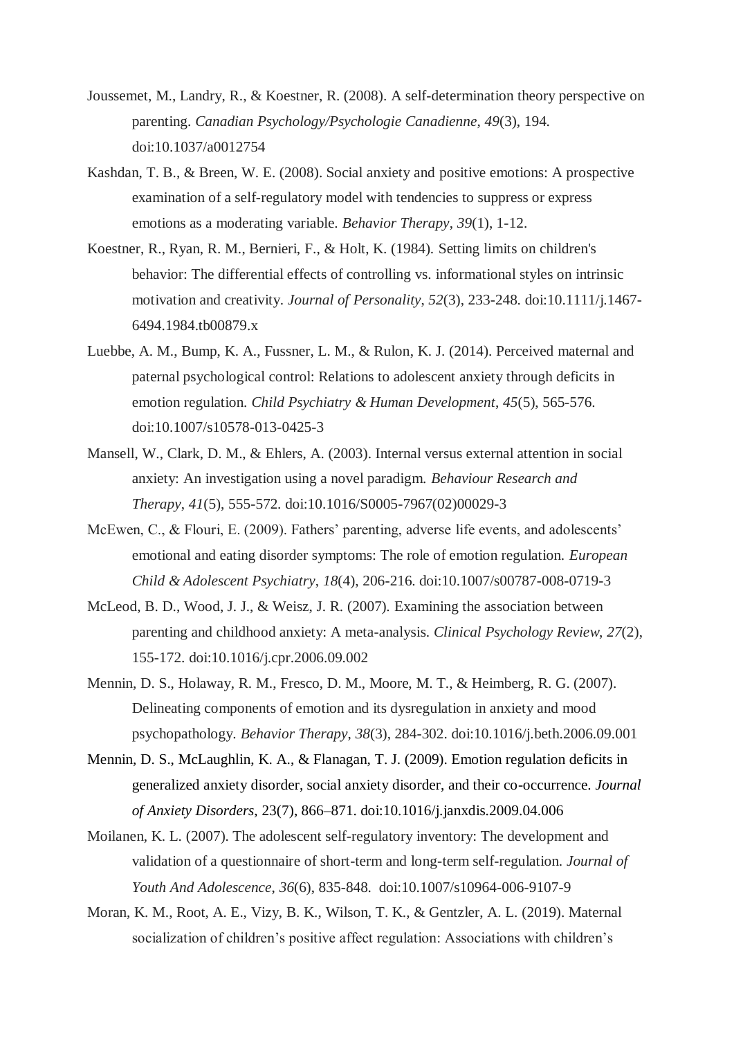Joussemet, M., Landry, R., & Koestner, R. (2008). A self-determination theory perspective on parenting. *Canadian Psychology/Psychologie Canadienne*, *49*(3), 194. doi:10.1037/a0012754

Kashdan, T. B., & Breen, W. E. (2008). Social anxiety and positive emotions: A prospective examination of a self-regulatory model with tendencies to suppress or express emotions as a moderating variable. *Behavior Therapy*, *39*(1), 1-12.

Koestner, R., Ryan, R. M., Bernieri, F., & Holt, K. (1984). Setting limits on children's behavior: The differential effects of controlling vs. informational styles on intrinsic motivation and creativity. *Journal of Personality*, *52*(3), 233-248. doi:10.1111/j.1467-6494.1984.tb00879.x

Luebbe, A. M., Bump, K. A., Fussner, L. M., & Rulon, K. J. (2014). Perceived maternal and paternal psychological control: Relations to adolescent anxiety through deficits in emotion regulation. *Child Psychiatry & Human Development*, *45*(5), 565-576. doi:10.1007/s10578-013-0425-3

Mansell, W., Clark, D. M., & Ehlers, A. (2003). Internal versus external attention in social anxiety: An investigation using a novel paradigm. *Behaviour Research and Therapy*, *41*(5), 555-572. doi:10.1016/S0005-7967(02)00029-3

McEwen, C., & Flouri, E. (2009). Fathers' parenting, adverse life events, and adolescents' emotional and eating disorder symptoms: The role of emotion regulation. *European Child & Adolescent Psychiatry*, *18*(4), 206-216. doi:10.1007/s00787-008-0719-3

McLeod, B. D., Wood, J. J., & Weisz, J. R. (2007). Examining the association between parenting and childhood anxiety: A meta-analysis. *Clinical Psychology Review*, *27*(2), 155-172. doi:10.1016/j.cpr.2006.09.002

Mennin, D. S., Holaway, R. M., Fresco, D. M., Moore, M. T., & Heimberg, R. G. (2007). Delineating components of emotion and its dysregulation in anxiety and mood psychopathology. *Behavior Therapy*, *38*(3), 284-302. doi:10.1016/j.beth.2006.09.001

Mennin, D. S., McLaughlin, K. A., & Flanagan, T. J. (2009). Emotion regulation deficits in generalized anxiety disorder, social anxiety disorder, and their co-occurrence. *Journal of Anxiety Disorders*, 23(7), 866–871. doi:10.1016/j.janxdis.2009.04.006

Moilanen, K. L. (2007). The adolescent self-regulatory inventory: The development and validation of a questionnaire of short-term and long-term self-regulation. *Journal of Youth And Adolescence*, *36*(6), 835-848. doi:10.1007/s10964-006-9107-9

Moran, K. M., Root, A. E., Vizy, B. K., Wilson, T. K., & Gentzler, A. L. (2019). Maternal socialization of children's positive affect regulation: Associations with children's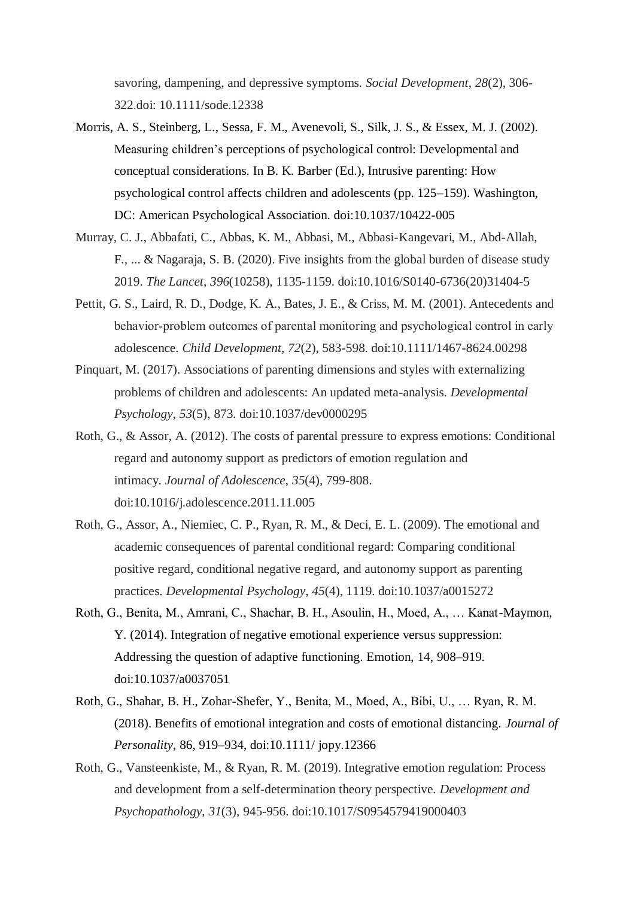savoring, dampening, and depressive symptoms. *Social Development*, *28*(2), 306-322.doi: 10.1111/sode.12338

Morris, A. S., Steinberg, L., Sessa, F. M., Avenevoli, S., Silk, J. S., & Essex, M. J. (2002). Measuring children's perceptions of psychological control: Developmental and conceptual considerations. In B. K. Barber (Ed.), Intrusive parenting: How psychological control affects children and adolescents (pp. 125–159). Washington, DC: American Psychological Association. doi:10.1037/10422-005

Murray, C. J., Abbafati, C., Abbas, K. M., Abbasi, M., Abbasi-Kangevari, M., Abd-Allah, F., ... & Nagaraja, S. B. (2020). Five insights from the global burden of disease study 2019. *The Lancet*, *396*(10258), 1135-1159. doi:10.1016/S0140-6736(20)31404-5

Pettit, G. S., Laird, R. D., Dodge, K. A., Bates, J. E., & Criss, M. M. (2001). Antecedents and behavior-problem outcomes of parental monitoring and psychological control in early adolescence. *Child Development*, *72*(2), 583-598. doi:10.1111/1467-8624.00298

Pinquart, M. (2017). Associations of parenting dimensions and styles with externalizing problems of children and adolescents: An updated meta-analysis. *Developmental Psychology*, *53*(5), 873. doi:10.1037/dev0000295

Roth, G., & Assor, A. (2012). The costs of parental pressure to express emotions: Conditional regard and autonomy support as predictors of emotion regulation and intimacy. *Journal of Adolescence*, *35*(4), 799-808. doi:10.1016/j.adolescence.2011.11.005

Roth, G., Assor, A., Niemiec, C. P., Ryan, R. M., & Deci, E. L. (2009). The emotional and academic consequences of parental conditional regard: Comparing conditional positive regard, conditional negative regard, and autonomy support as parenting practices. *Developmental Psychology*, *45*(4), 1119. doi:10.1037/a0015272

Roth, G., Benita, M., Amrani, C., Shachar, B. H., Asoulin, H., Moed, A., … Kanat-Maymon, Y. (2014). Integration of negative emotional experience versus suppression: Addressing the question of adaptive functioning. Emotion, 14, 908–919. doi:10.1037/a0037051

Roth, G., Shahar, B. H., Zohar-Shefer, Y., Benita, M., Moed, A., Bibi, U., … Ryan, R. M. (2018). Benefits of emotional integration and costs of emotional distancing. *Journal of Personality*, 86, 919–934, doi:10.1111/ jopy.12366

Roth, G., Vansteenkiste, M., & Ryan, R. M. (2019). Integrative emotion regulation: Process and development from a self-determination theory perspective. *Development and Psychopathology*, *31*(3), 945-956. doi:10.1017/S0954579419000403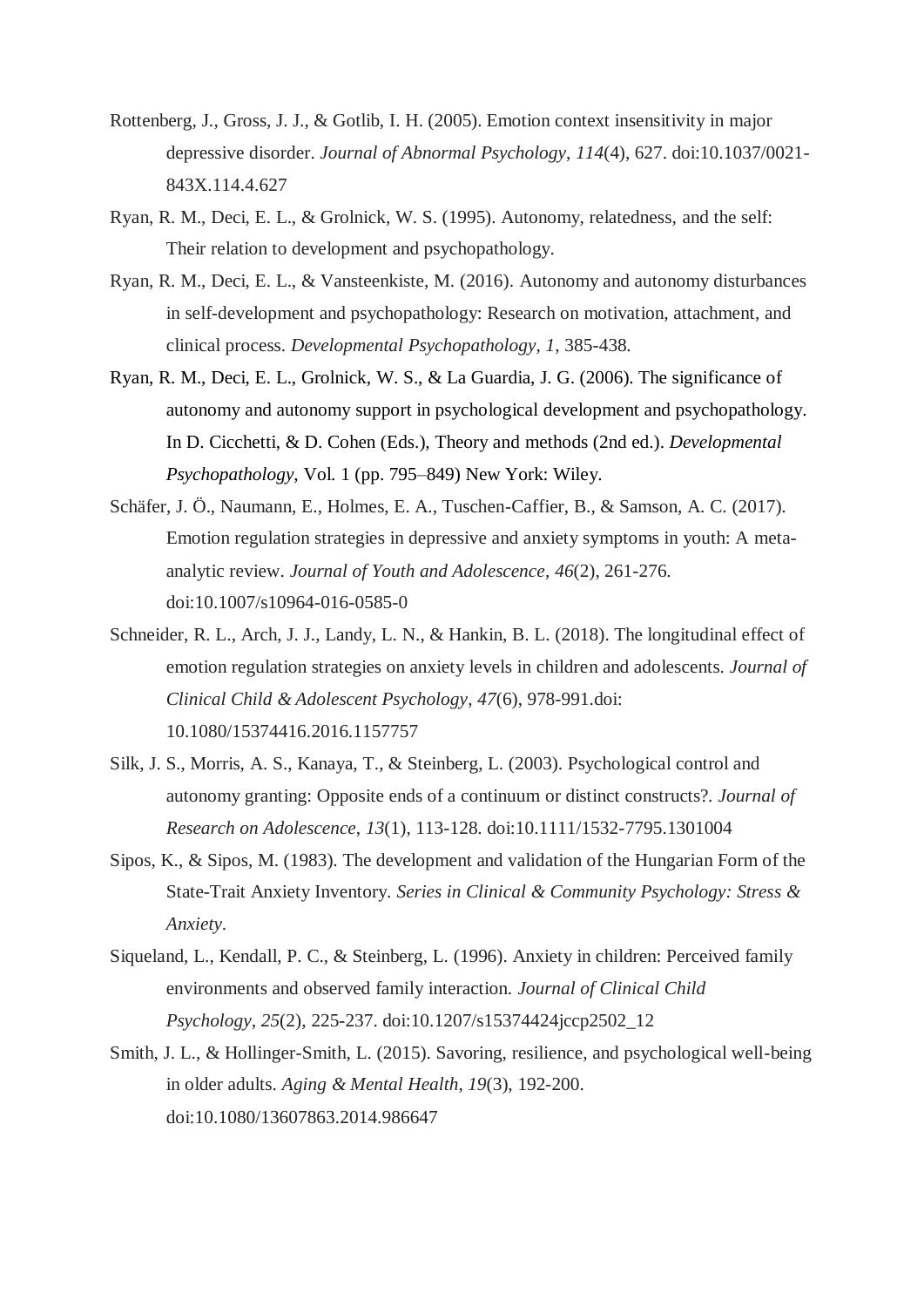Rottenberg, J., Gross, J. J., & Gotlib, I. H. (2005). Emotion context insensitivity in major depressive disorder. *Journal of Abnormal Psychology*, *114*(4), 627. doi:10.1037/0021-843X.114.4.627

Ryan, R. M., Deci, E. L., & Grolnick, W. S. (1995). Autonomy, relatedness, and the self: Their relation to development and psychopathology.

Ryan, R. M., Deci, E. L., & Vansteenkiste, M. (2016). Autonomy and autonomy disturbances in self-development and psychopathology: Research on motivation, attachment, and clinical process. *Developmental Psychopathology*, *1*, 385-438.

Ryan, R. M., Deci, E. L., Grolnick, W. S., & La Guardia, J. G. (2006). The significance of autonomy and autonomy support in psychological development and psychopathology. In D. Cicchetti, & D. Cohen (Eds.), Theory and methods (2nd ed.). *Developmental Psychopathology*, Vol. 1 (pp. 795–849) New York: Wiley.

Schäfer, J. Ö., Naumann, E., Holmes, E. A., Tuschen-Caffier, B., & Samson, A. C. (2017). Emotion regulation strategies in depressive and anxiety symptoms in youth: A meta-analytic review. *Journal of Youth and Adolescence*, *46*(2), 261-276. doi:10.1007/s10964-016-0585-0

Schneider, R. L., Arch, J. J., Landy, L. N., & Hankin, B. L. (2018). The longitudinal effect of emotion regulation strategies on anxiety levels in children and adolescents. *Journal of Clinical Child & Adolescent Psychology*, *47*(6), 978-991.doi: 10.1080/15374416.2016.1157757

Silk, J. S., Morris, A. S., Kanaya, T., & Steinberg, L. (2003). Psychological control and autonomy granting: Opposite ends of a continuum or distinct constructs?. *Journal of Research on Adolescence*, *13*(1), 113-128. doi:10.1111/1532-7795.1301004

Sipos, K., & Sipos, M. (1983). The development and validation of the Hungarian Form of the State-Trait Anxiety Inventory. *Series in Clinical & Community Psychology: Stress & Anxiety*.

Siqueland, L., Kendall, P. C., & Steinberg, L. (1996). Anxiety in children: Perceived family environments and observed family interaction. *Journal of Clinical Child Psychology*, *25*(2), 225-237. doi:10.1207/s15374424jccp2502_12

Smith, J. L., & Hollinger-Smith, L. (2015). Savoring, resilience, and psychological well-being in older adults. *Aging & Mental Health*, *19*(3), 192-200. doi:10.1080/13607863.2014.986647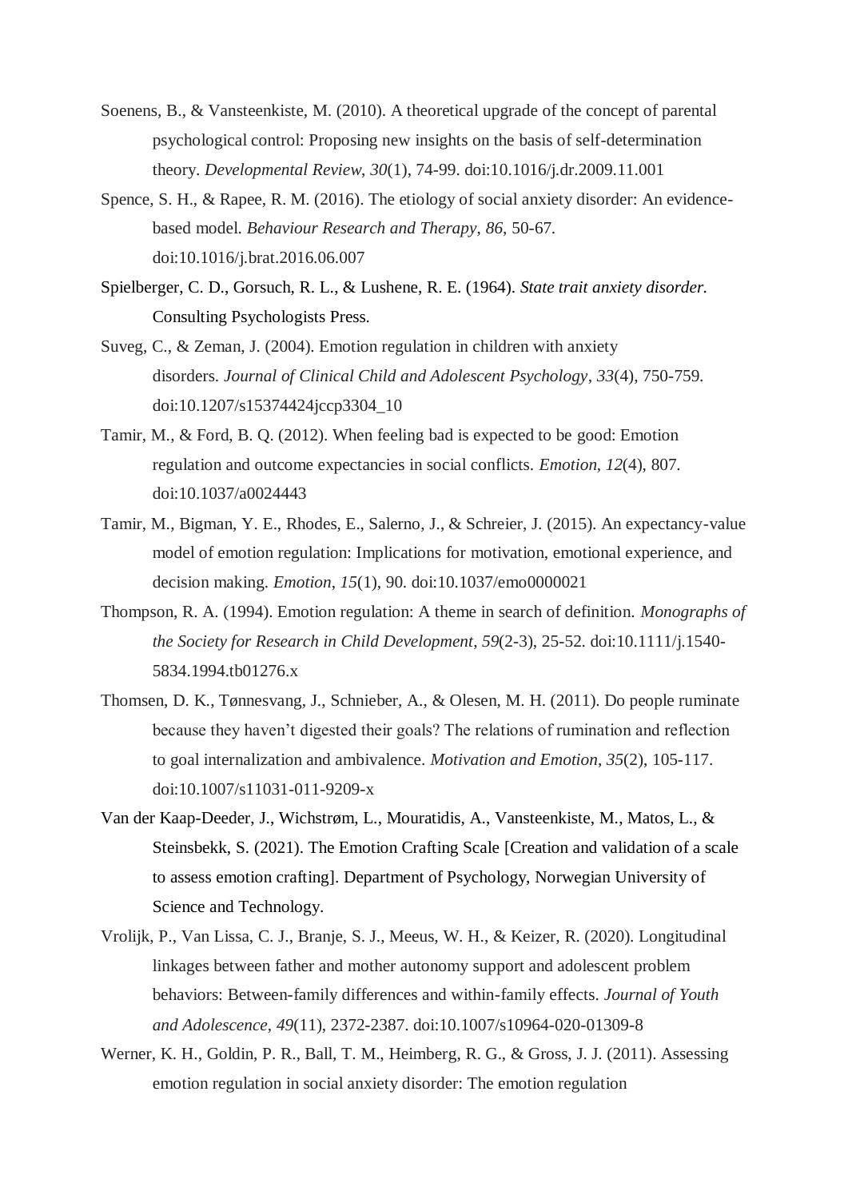Soenens, B., & Vansteenkiste, M. (2010). A theoretical upgrade of the concept of parental psychological control: Proposing new insights on the basis of self-determination theory. *Developmental Review*, *30*(1), 74-99. doi:10.1016/j.dr.2009.11.001

Spence, S. H., & Rapee, R. M. (2016). The etiology of social anxiety disorder: An evidence-based model. *Behaviour Research and Therapy*, *86*, 50-67. doi:10.1016/j.brat.2016.06.007

Spielberger, C. D., Gorsuch, R. L., & Lushene, R. E. (1964). *State trait anxiety disorder.* Consulting Psychologists Press.

Suveg, C., & Zeman, J. (2004). Emotion regulation in children with anxiety disorders. *Journal of Clinical Child and Adolescent Psychology*, *33*(4), 750-759. doi:10.1207/s15374424jccp3304_10

Tamir, M., & Ford, B. Q. (2012). When feeling bad is expected to be good: Emotion regulation and outcome expectancies in social conflicts. *Emotion*, *12*(4), 807. doi:10.1037/a0024443

Tamir, M., Bigman, Y. E., Rhodes, E., Salerno, J., & Schreier, J. (2015). An expectancy-value model of emotion regulation: Implications for motivation, emotional experience, and decision making. *Emotion*, *15*(1), 90. doi:10.1037/emo0000021

Thompson, R. A. (1994). Emotion regulation: A theme in search of definition. *Monographs of the Society for Research in Child Development*, *59*(2-3), 25-52. doi:10.1111/j.1540-5834.1994.tb01276.x

Thomsen, D. K., Tønnesvang, J., Schnieber, A., & Olesen, M. H. (2011). Do people ruminate because they haven't digested their goals? The relations of rumination and reflection to goal internalization and ambivalence. *Motivation and Emotion*, *35*(2), 105-117. doi:10.1007/s11031-011-9209-x

Van der Kaap-Deeder, J., Wichstrøm, L., Mouratidis, A., Vansteenkiste, M., Matos, L., & Steinsbekk, S. (2021). The Emotion Crafting Scale [Creation and validation of a scale to assess emotion crafting]. Department of Psychology, Norwegian University of Science and Technology.

Vrolijk, P., Van Lissa, C. J., Branje, S. J., Meeus, W. H., & Keizer, R. (2020). Longitudinal linkages between father and mother autonomy support and adolescent problem behaviors: Between-family differences and within-family effects. *Journal of Youth and Adolescence*, *49*(11), 2372-2387. doi:10.1007/s10964-020-01309-8

Werner, K. H., Goldin, P. R., Ball, T. M., Heimberg, R. G., & Gross, J. J. (2011). Assessing emotion regulation in social anxiety disorder: The emotion regulation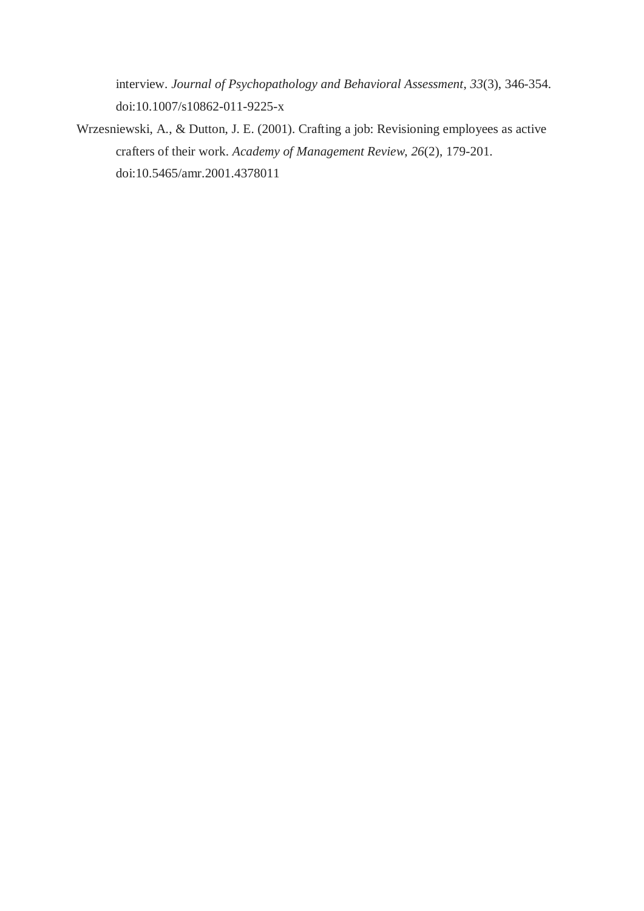interview. *Journal of Psychopathology and Behavioral Assessment*, *33*(3), 346-354. doi:10.1007/s10862-011-9225-x

Wrzesniewski, A., & Dutton, J. E. (2001). Crafting a job: Revisioning employees as active crafters of their work. *Academy of Management Review*, *26*(2), 179-201. doi:10.5465/amr.2001.4378011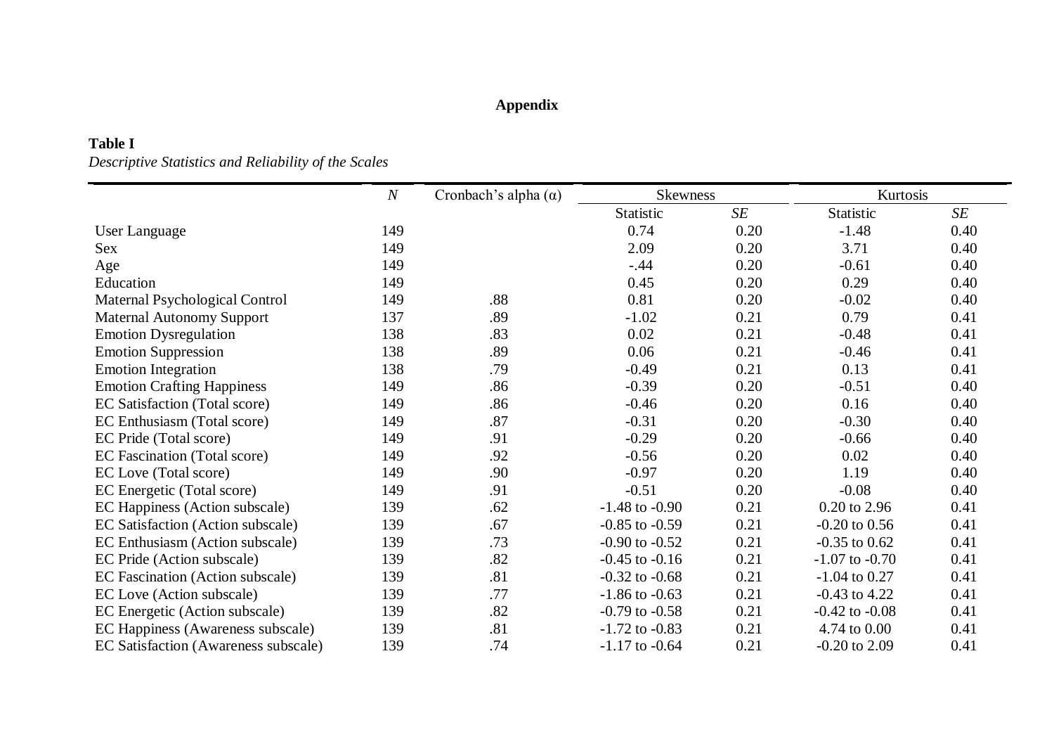**Appendix**

**Table I**

*Descriptive Statistics and Reliability of the Scales*

| | *N* | Cronbach's alpha (α) | Skewness | | Kurtosis | |
|---|---|---|---|---|---|---|
| | | | Statistic | *SE* | Statistic | *SE* |
| User Language | 149 | | 0.74 | 0.20 | -1.48 | 0.40 |
| Sex | 149 | | 2.09 | 0.20 | 3.71 | 0.40 |
| Age | 149 | | -.44 | 0.20 | -0.61 | 0.40 |
| Education | 149 | | 0.45 | 0.20 | 0.29 | 0.40 |
| Maternal Psychological Control | 149 | .88 | 0.81 | 0.20 | -0.02 | 0.40 |
| Maternal Autonomy Support | 137 | .89 | -1.02 | 0.21 | 0.79 | 0.41 |
| Emotion Dysregulation | 138 | .83 | 0.02 | 0.21 | -0.48 | 0.41 |
| Emotion Suppression | 138 | .89 | 0.06 | 0.21 | -0.46 | 0.41 |
| Emotion Integration | 138 | .79 | -0.49 | 0.21 | 0.13 | 0.41 |
| Emotion Crafting Happiness | 149 | .86 | -0.39 | 0.20 | -0.51 | 0.40 |
| EC Satisfaction (Total score) | 149 | .86 | -0.46 | 0.20 | 0.16 | 0.40 |
| EC Enthusiasm (Total score) | 149 | .87 | -0.31 | 0.20 | -0.30 | 0.40 |
| EC Pride (Total score) | 149 | .91 | -0.29 | 0.20 | -0.66 | 0.40 |
| EC Fascination (Total score) | 149 | .92 | -0.56 | 0.20 | 0.02 | 0.40 |
| EC Love (Total score) | 149 | .90 | -0.97 | 0.20 | 1.19 | 0.40 |
| EC Energetic (Total score) | 149 | .91 | -0.51 | 0.20 | -0.08 | 0.40 |
| EC Happiness (Action subscale) | 139 | .62 | -1.48 to -0.90 | 0.21 | 0.20 to 2.96 | 0.41 |
| EC Satisfaction (Action subscale) | 139 | .67 | -0.85 to -0.59 | 0.21 | -0.20 to 0.56 | 0.41 |
| EC Enthusiasm (Action subscale) | 139 | .73 | -0.90 to -0.52 | 0.21 | -0.35 to 0.62 | 0.41 |
| EC Pride (Action subscale) | 139 | .82 | -0.45 to -0.16 | 0.21 | -1.07 to -0.70 | 0.41 |
| EC Fascination (Action subscale) | 139 | .81 | -0.32 to -0.68 | 0.21 | -1.04 to 0.27 | 0.41 |
| EC Love (Action subscale) | 139 | .77 | -1.86 to -0.63 | 0.21 | -0.43 to 4.22 | 0.41 |
| EC Energetic (Action subscale) | 139 | .82 | -0.79 to -0.58 | 0.21 | -0.42 to -0.08 | 0.41 |
| EC Happiness (Awareness subscale) | 139 | .81 | -1.72 to -0.83 | 0.21 | 4.74 to 0.00 | 0.41 |
| EC Satisfaction (Awareness subscale) | 139 | .74 | -1.17 to -0.64 | 0.21 | -0.20 to 2.09 | 0.41 |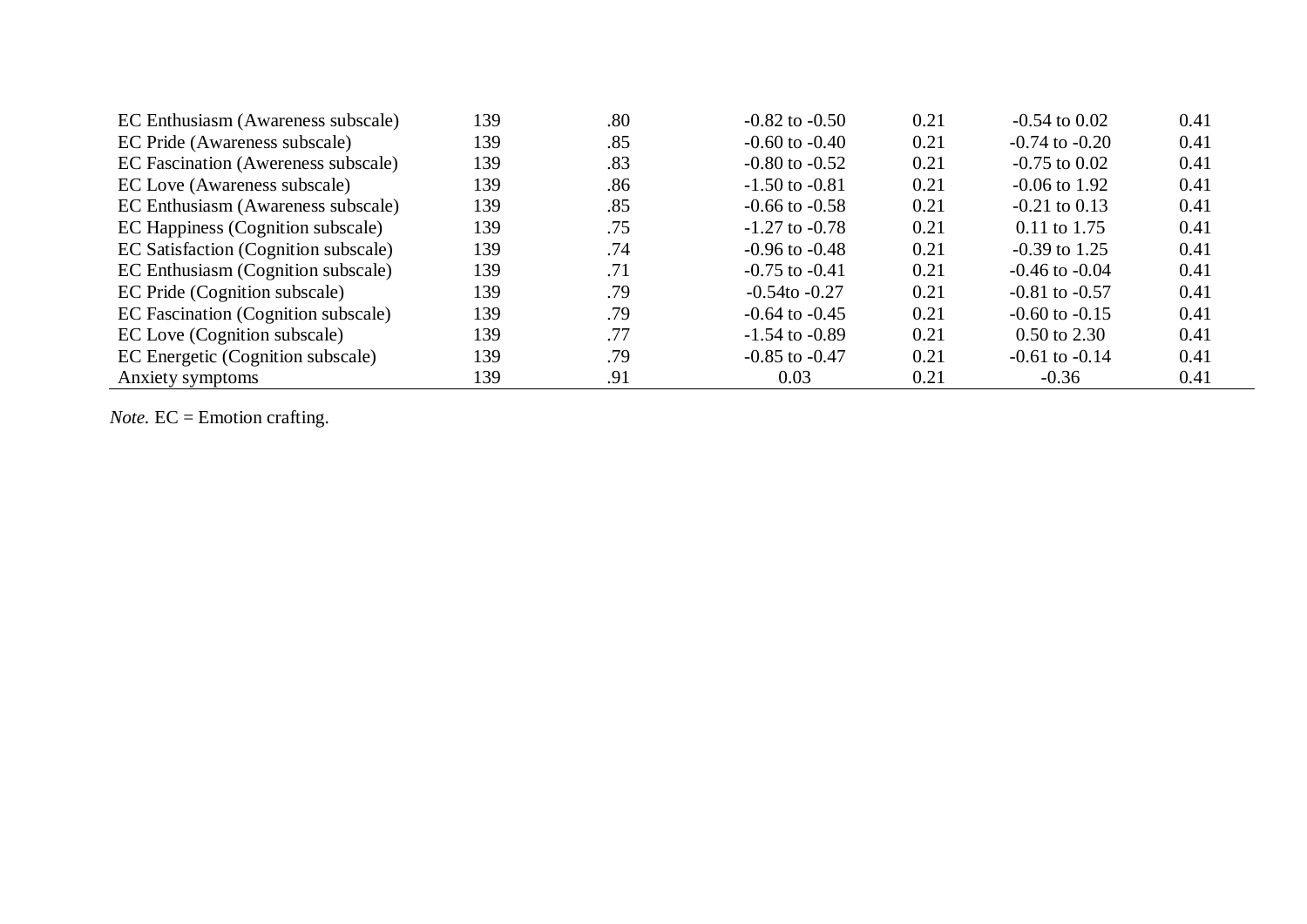| | | | | | | |
|---|---|---|---|---|---|---|
| EC Enthusiasm (Awareness subscale) | 139 | .80 | -0.82 to -0.50 | 0.21 | -0.54 to 0.02 | 0.41 |
| EC Pride (Awareness subscale) | 139 | .85 | -0.60 to -0.40 | 0.21 | -0.74 to -0.20 | 0.41 |
| EC Fascination (Awereness subscale) | 139 | .83 | -0.80 to -0.52 | 0.21 | -0.75 to 0.02 | 0.41 |
| EC Love (Awareness subscale) | 139 | .86 | -1.50 to -0.81 | 0.21 | -0.06 to 1.92 | 0.41 |
| EC Enthusiasm (Awareness subscale) | 139 | .85 | -0.66 to -0.58 | 0.21 | -0.21 to 0.13 | 0.41 |
| EC Happiness (Cognition subscale) | 139 | .75 | -1.27 to -0.78 | 0.21 | 0.11 to 1.75 | 0.41 |
| EC Satisfaction (Cognition subscale) | 139 | .74 | -0.96 to -0.48 | 0.21 | -0.39 to 1.25 | 0.41 |
| EC Enthusiasm (Cognition subscale) | 139 | .71 | -0.75 to -0.41 | 0.21 | -0.46 to -0.04 | 0.41 |
| EC Pride (Cognition subscale) | 139 | .79 | -0.54to -0.27 | 0.21 | -0.81 to -0.57 | 0.41 |
| EC Fascination (Cognition subscale) | 139 | .79 | -0.64 to -0.45 | 0.21 | -0.60 to -0.15 | 0.41 |
| EC Love (Cognition subscale) | 139 | .77 | -1.54 to -0.89 | 0.21 | 0.50 to 2.30 | 0.41 |
| EC Energetic (Cognition subscale) | 139 | .79 | -0.85 to -0.47 | 0.21 | -0.61 to -0.14 | 0.41 |
| Anxiety symptoms | 139 | .91 | 0.03 | 0.21 | -0.36 | 0.41 |

*Note.* EC = Emotion crafting.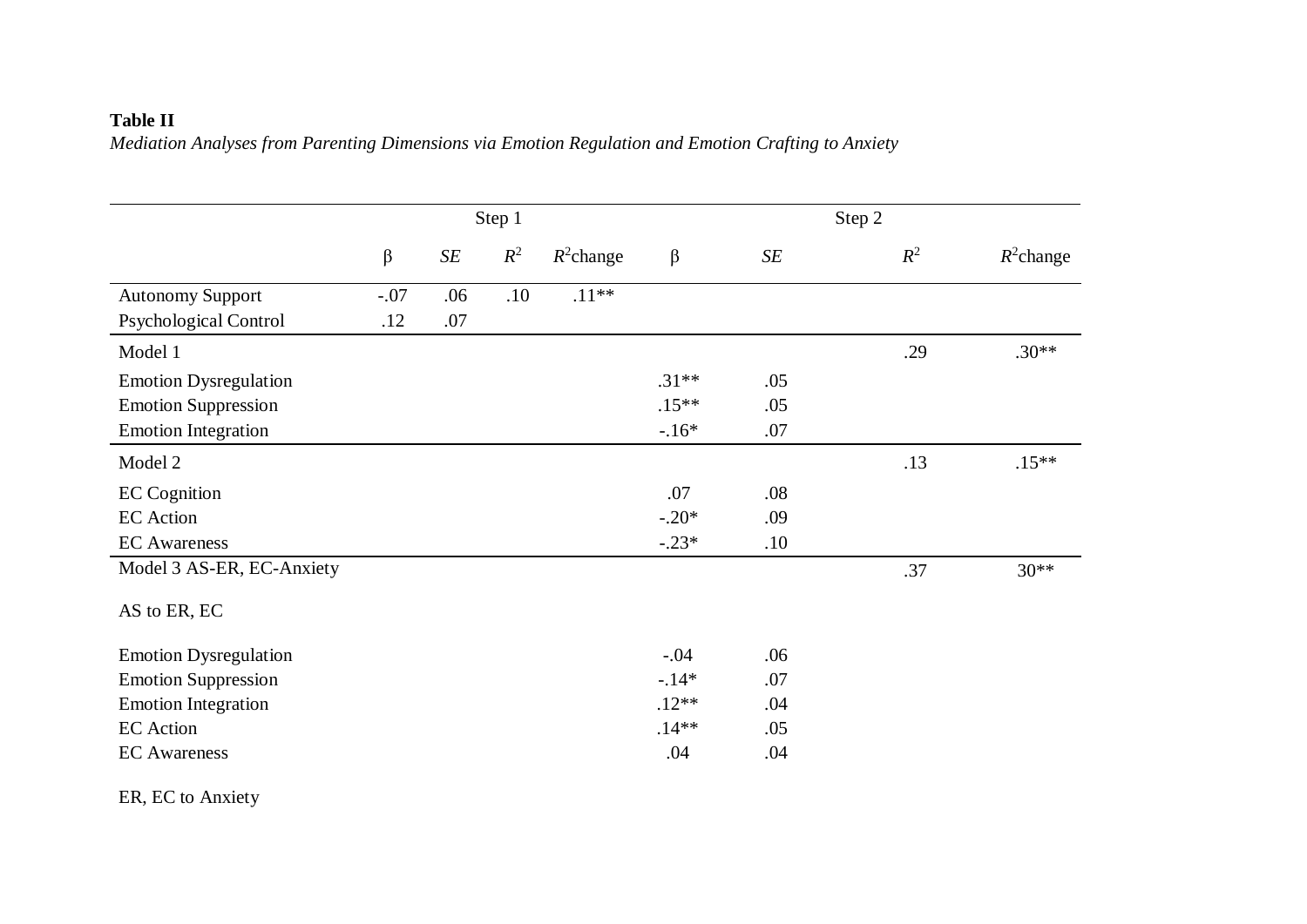**Table II**

*Mediation Analyses from Parenting Dimensions via Emotion Regulation and Emotion Crafting to Anxiety*

| | Step 1 | | | | Step 2 | | | |
|---|---|---|---|---|---|---|---|---|
| | β | *SE* | $R^2$ | $R^2$change | β | *SE* | $R^2$ | $R^2$change |
| Autonomy Support | -.07 | .06 | .10 | .11** | | | | |
| Psychological Control | .12 | .07 | | | | | | |
| Model 1 | | | | | | | .29 | .30** |
| Emotion Dysregulation | | | | | .31** | .05 | | |
| Emotion Suppression | | | | | .15** | .05 | | |
| Emotion Integration | | | | | -.16* | .07 | | |
| Model 2 | | | | | | | .13 | .15** |
| EC Cognition | | | | | .07 | .08 | | |
| EC Action | | | | | -.20* | .09 | | |
| EC Awareness | | | | | -.23* | .10 | | |
| Model 3 AS-ER, EC-Anxiety | | | | | | | .37 | 30** |
| AS to ER, EC | | | | | | | | |
| Emotion Dysregulation | | | | | -.04 | .06 | | |
| Emotion Suppression | | | | | -.14* | .07 | | |
| Emotion Integration | | | | | .12** | .04 | | |
| EC Action | | | | | .14** | .05 | | |
| EC Awareness | | | | | .04 | .04 | | |
| ER, EC to Anxiety | | | | | | | | |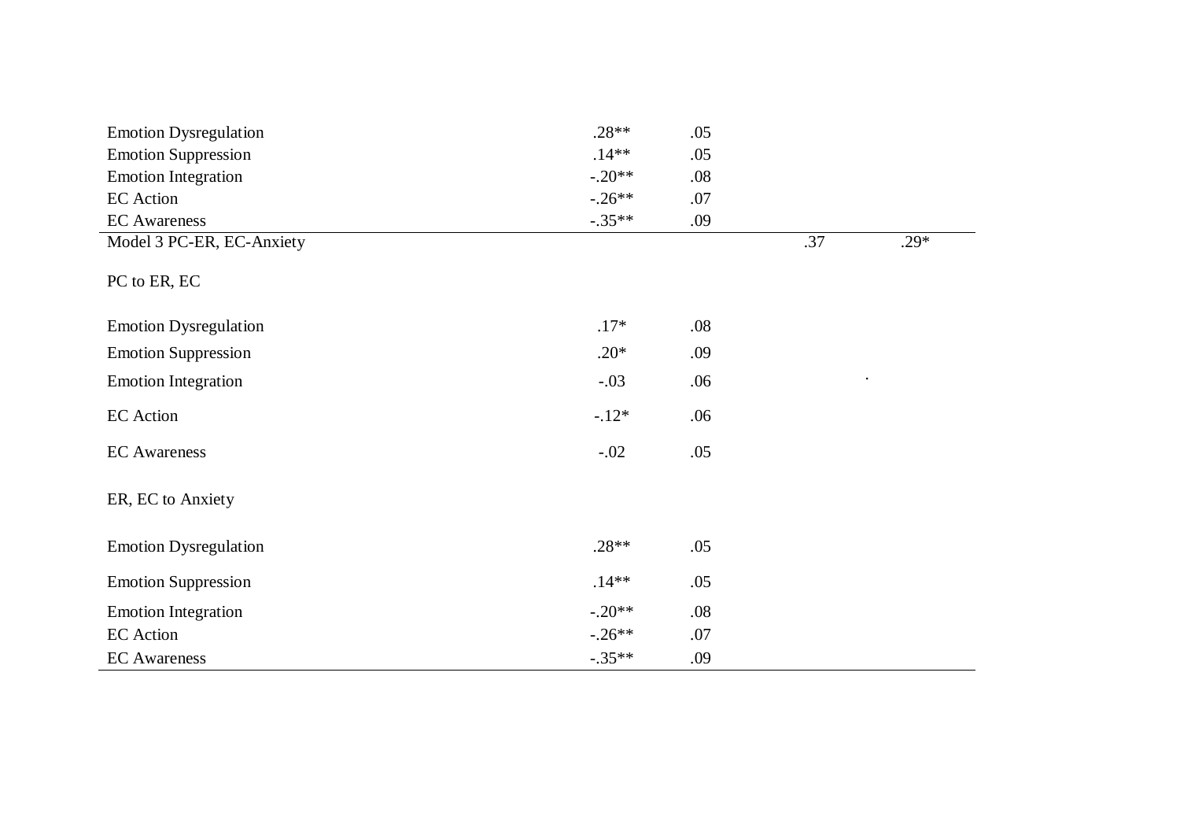| | | | | |
|---|---|---|---|---|
| Emotion Dysregulation | .28** | .05 | | |
| Emotion Suppression | .14** | .05 | | |
| Emotion Integration | -.20** | .08 | | |
| EC Action | -.26** | .07 | | |
| EC Awareness | -.35** | .09 | | |
| Model 3 PC-ER, EC-Anxiety | | | .37 | .29* |
| PC to ER, EC | | | | |
| Emotion Dysregulation | .17* | .08 | | |
| Emotion Suppression | .20* | .09 | | |
| Emotion Integration | -.03 | .06 | | . |
| EC Action | -.12* | .06 | | |
| EC Awareness | -.02 | .05 | | |
| ER, EC to Anxiety | | | | |
| Emotion Dysregulation | .28** | .05 | | |
| Emotion Suppression | .14** | .05 | | |
| Emotion Integration | -.20** | .08 | | |
| EC Action | -.26** | .07 | | |
| EC Awareness | -.35** | .09 | | |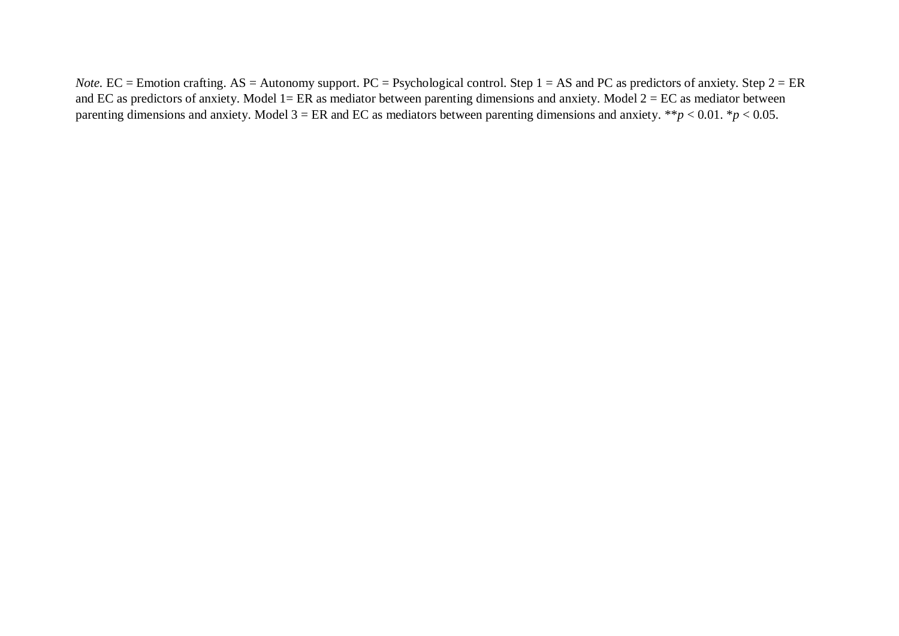*Note.* EC = Emotion crafting. AS = Autonomy support. PC = Psychological control. Step 1 = AS and PC as predictors of anxiety. Step 2 = ER and EC as predictors of anxiety. Model 1= ER as mediator between parenting dimensions and anxiety. Model 2 = EC as mediator between parenting dimensions and anxiety. Model 3 = ER and EC as mediators between parenting dimensions and anxiety. **$p < 0.01$. *$p < 0.05$.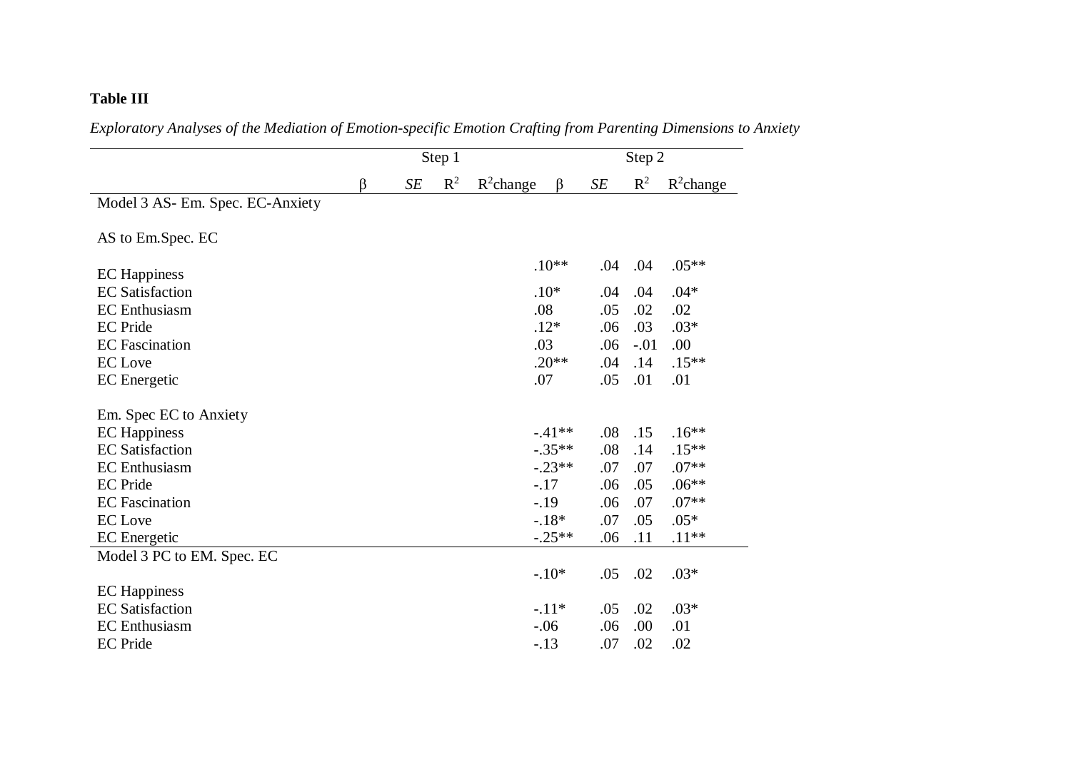**Table III**

*Exploratory Analyses of the Mediation of Emotion-specific Emotion Crafting from Parenting Dimensions to Anxiety*

| | Step 1 | | | | Step 2 | | | |
|---|---|---|---|---|---|---|---|---|
| | β | *SE* | $R^2$ | $R^2$change | β | *SE* | $R^2$ | $R^2$change |
| Model 3 AS- Em. Spec. EC-Anxiety | | | | | | | | |
| AS to Em.Spec. EC | | | | | | | | |
| EC Happiness | | | | | .10** | .04 | .04 | .05** |
| EC Satisfaction | | | | | .10* | .04 | .04 | .04* |
| EC Enthusiasm | | | | | .08 | .05 | .02 | .02 |
| EC Pride | | | | | .12* | .06 | .03 | .03* |
| EC Fascination | | | | | .03 | .06 | -.01 | .00 |
| EC Love | | | | | .20** | .04 | .14 | .15** |
| EC Energetic | | | | | .07 | .05 | .01 | .01 |
| Em. Spec EC to Anxiety | | | | | | | | |
| EC Happiness | | | | | -.41** | .08 | .15 | .16** |
| EC Satisfaction | | | | | -.35** | .08 | .14 | .15** |
| EC Enthusiasm | | | | | -.23** | .07 | .07 | .07** |
| EC Pride | | | | | -.17 | .06 | .05 | .06** |
| EC Fascination | | | | | -.19 | .06 | .07 | .07** |
| EC Love | | | | | -.18* | .07 | .05 | .05* |
| EC Energetic | | | | | -.25** | .06 | .11 | .11** |
| Model 3 PC to EM. Spec. EC | | | | | | | | |
| EC Happiness | | | | | -.10* | .05 | .02 | .03* |
| EC Satisfaction | | | | | -.11* | .05 | .02 | .03* |
| EC Enthusiasm | | | | | -.06 | .06 | .00 | .01 |
| EC Pride | | | | | -.13 | .07 | .02 | .02 |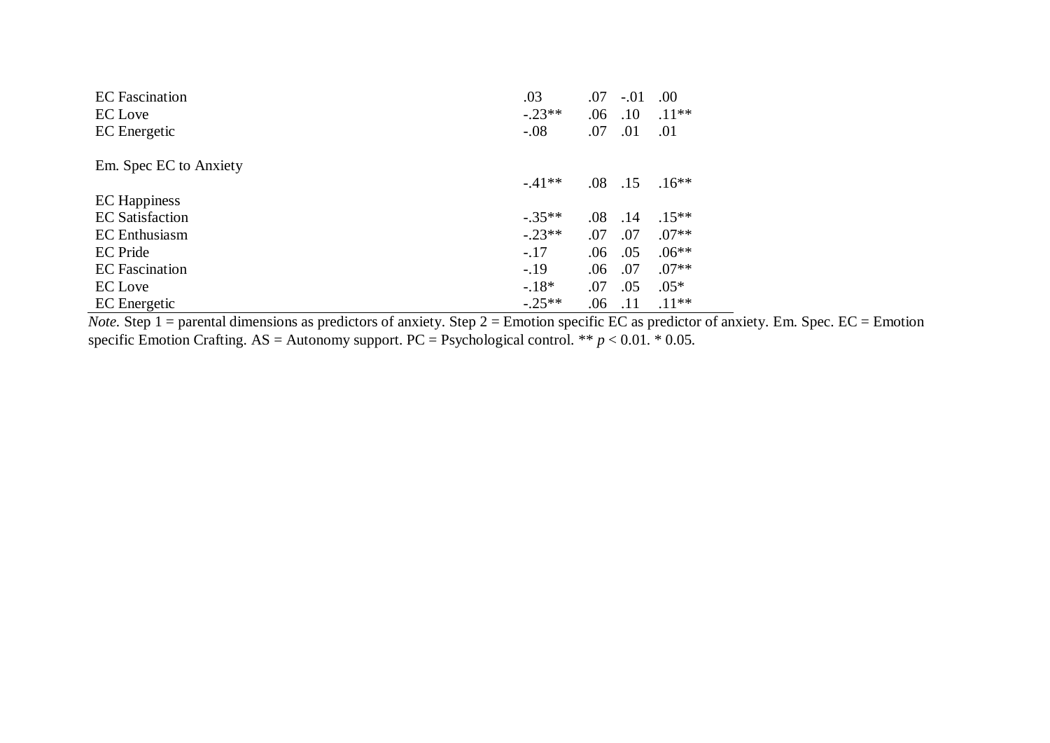| | | | | |
|---|---|---|---|---|
| EC Fascination | .03 | .07 | -.01 | .00 |
| EC Love | -.23** | .06 | .10 | .11** |
| EC Energetic | -.08 | .07 | .01 | .01 |
| | | | | |
| Em. Spec EC to Anxiety | | | | |
| | -.41** | .08 | .15 | .16** |
| EC Happiness | | | | |
| EC Satisfaction | -.35** | .08 | .14 | .15** |
| EC Enthusiasm | -.23** | .07 | .07 | .07** |
| EC Pride | -.17 | .06 | .05 | .06** |
| EC Fascination | -.19 | .06 | .07 | .07** |
| EC Love | -.18* | .07 | .05 | .05* |
| EC Energetic | -.25** | .06 | .11 | .11** |

*Note.* Step 1 = parental dimensions as predictors of anxiety. Step 2 = Emotion specific EC as predictor of anxiety. Em. Spec. EC = Emotion specific Emotion Crafting. AS = Autonomy support. PC = Psychological control. ** $p < 0.01$. * 0.05.